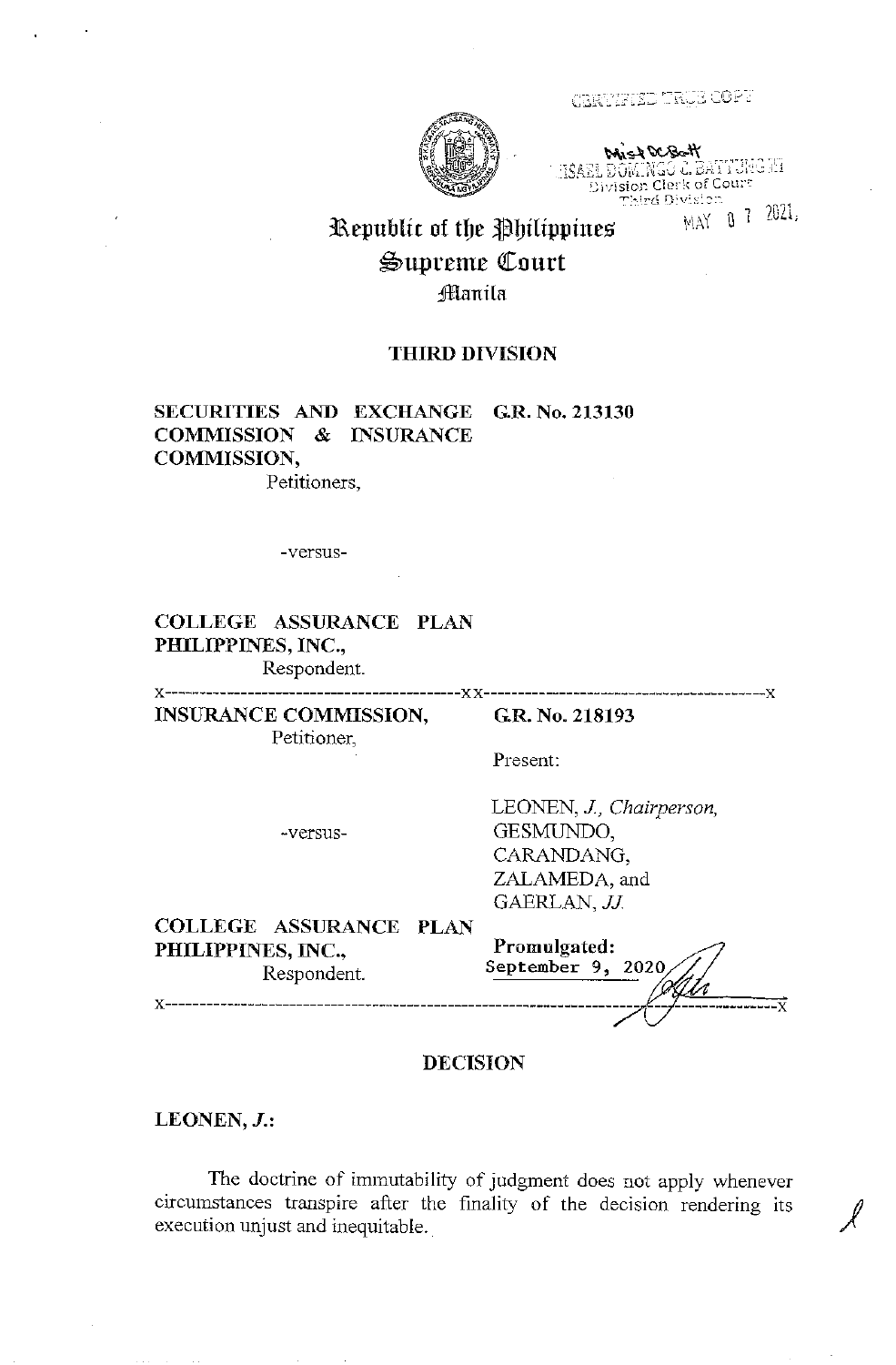CERTIFIED TRUE COPY

MISAEL DOMINGO C. BATTUNG III
Division Clerk of Court
Third Division

MAY 07 2021

# Republic of the Philippines
# Supreme Court
## Manila

### THIRD DIVISION

**SECURITIES AND EXCHANGE COMMISSION & INSURANCE COMMISSION,**
Petitioners,

**G.R. No. 213130**

-versus-

**COLLEGE ASSURANCE PLAN PHILIPPINES, INC.,**
Respondent.

x-----------------------------------------xx-----------------------------------------x

**INSURANCE COMMISSION,**
Petitioner,

**G.R. No. 218193**

-versus-

**COLLEGE ASSURANCE PLAN PHILIPPINES, INC.,**
Respondent.

Present:

LEONEN, *J., Chairperson,*
GESMUNDO,
CARANDANG,
ZALAMEDA, and
GAERLAN, *JJ.*

**Promulgated:**
September 9, 2020

x------------------------------------------------------------------------------------------------x

### DECISION

**LEONEN, *J.*:**

The doctrine of immutability of judgment does not apply whenever circumstances transpire after the finality of the decision rendering its execution unjust and inequitable.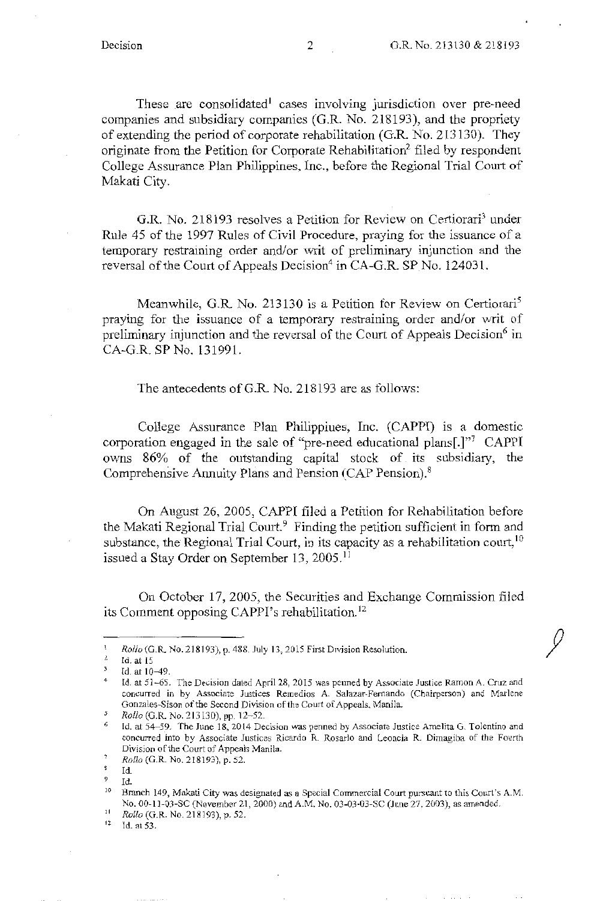These are consolidated[1] cases involving jurisdiction over pre-need companies and subsidiary companies (G.R. No. 218193), and the propriety of extending the period of corporate rehabilitation (G.R. No. 213130). They originate from the Petition for Corporate Rehabilitation[2] filed by respondent College Assurance Plan Philippines, Inc., before the Regional Trial Court of Makati City.

G.R. No. 218193 resolves a Petition for Review on Certiorari[3] under Rule 45 of the 1997 Rules of Civil Procedure, praying for the issuance of a temporary restraining order and/or writ of preliminary injunction and the reversal of the Court of Appeals Decision[4] in CA-G.R. SP No. 124031.

Meanwhile, G.R. No. 213130 is a Petition for Review on Certiorari[5] praying for the issuance of a temporary restraining order and/or writ of preliminary injunction and the reversal of the Court of Appeals Decision[6] in CA-G.R. SP No. 131991.

The antecedents of G.R. No. 218193 are as follows:

College Assurance Plan Philippines, Inc. (CAPPI) is a domestic corporation engaged in the sale of "pre-need educational plans[.]"[7] CAPPI owns 86% of the outstanding capital stock of its subsidiary, the Comprehensive Annuity Plans and Pension (CAP Pension).[8]

On August 26, 2005, CAPPI filed a Petition for Rehabilitation before the Makati Regional Trial Court.[9] Finding the petition sufficient in form and substance, the Regional Trial Court, in its capacity as a rehabilitation court,[10] issued a Stay Order on September 13, 2005.[11]

On October 17, 2005, the Securities and Exchange Commission filed its Comment opposing CAPPI's rehabilitation.[12]

---

[1] *Rollo* (G.R. No. 218193), p. 488. July 13, 2015 First Division Resolution.

[2] Id. at 15

[3] Id. at 10–49.

[4] Id. at 51–65. The Decision dated April 28, 2015 was penned by Associate Justice Ramon A. Cruz and concurred in by Associate Justices Remedios A. Salazar-Fernando (Chairperson) and Marlene Gonzales-Sison of the Second Division of the Court of Appeals, Manila.

[5] *Rollo* (G.R. No. 213130), pp. 12–52.

[6] Id. at 54–59. The June 18, 2014 Decision was penned by Associate Justice Amelita G. Tolentino and concurred into by Associate Justices Ricardo R. Rosario and Leoncia R. Dimagiba of the Fourth Division of the Court of Appeals Manila.

[7] *Rollo* (G.R. No. 218193), p. 52.

[8] Id.

[9] Id.

[10] Branch 149, Makati City was designated as a Special Commercial Court pursuant to this Court's A.M. No. 00-11-03-SC (November 21, 2000) and A.M. No. 03-03-03-SC (June 27, 2003), as amended.

[11] *Rollo* (G.R. No. 218193), p. 52.

[12] Id. at 53.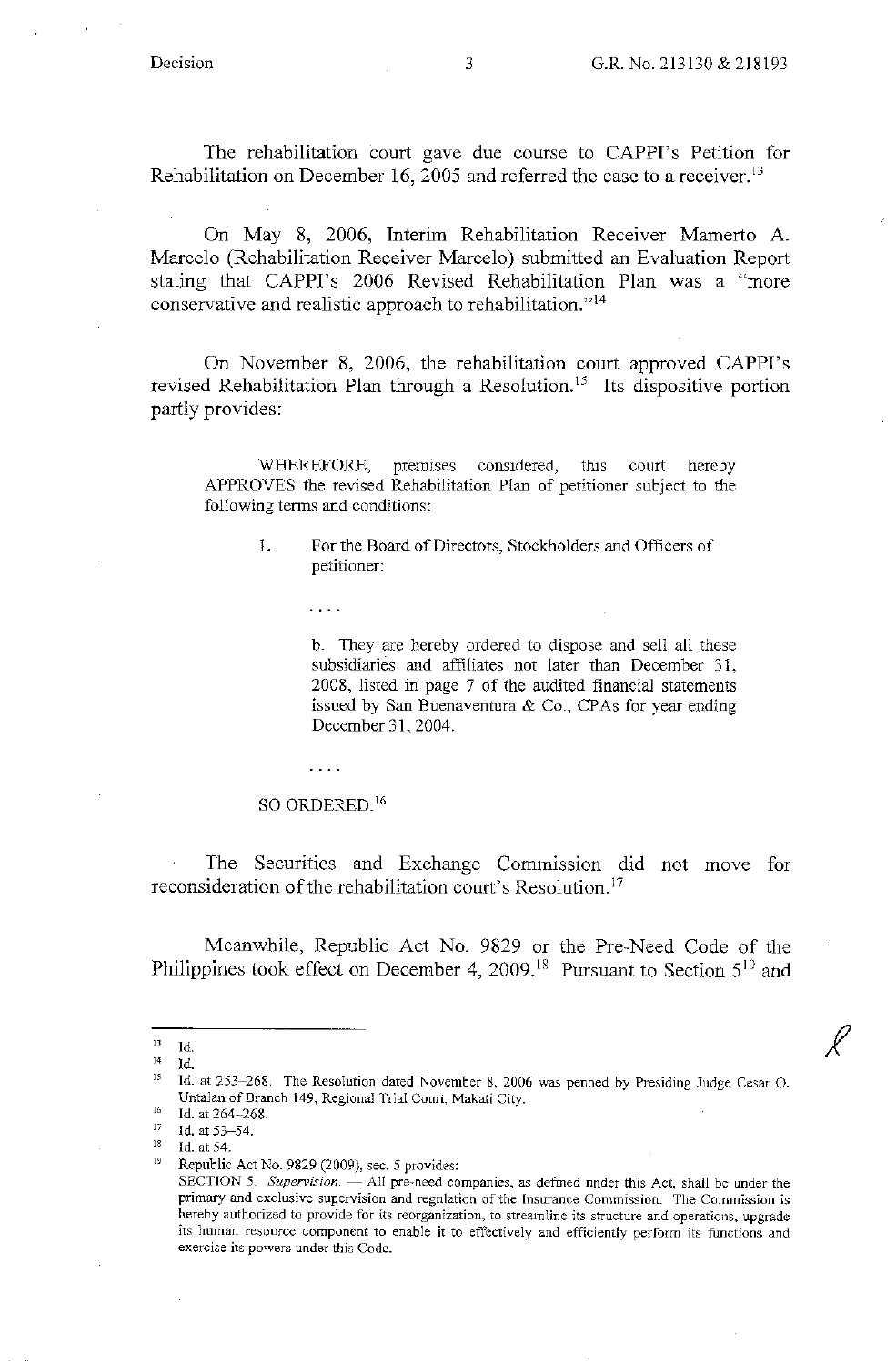The rehabilitation court gave due course to CAPPI's Petition for Rehabilitation on December 16, 2005 and referred the case to a receiver.[13]

On May 8, 2006, Interim Rehabilitation Receiver Mamerto A. Marcelo (Rehabilitation Receiver Marcelo) submitted an Evaluation Report stating that CAPPI's 2006 Revised Rehabilitation Plan was a "more conservative and realistic approach to rehabilitation."[14]

On November 8, 2006, the rehabilitation court approved CAPPI's revised Rehabilitation Plan through a Resolution.[15] Its dispositive portion partly provides:

> WHEREFORE, premises considered, this court hereby APPROVES the revised Rehabilitation Plan of petitioner subject to the following terms and conditions:
>
> I. For the Board of Directors, Stockholders and Officers of petitioner:
>
> . . . .
>
> b. They are hereby ordered to dispose and sell all these subsidiaries and affiliates not later than December 31, 2008, listed in page 7 of the audited financial statements issued by San Buenaventura & Co., CPAs for year ending December 31, 2004.
>
> . . . .
>
> SO ORDERED.[16]

The Securities and Exchange Commission did not move for reconsideration of the rehabilitation court's Resolution.[17]

Meanwhile, Republic Act No. 9829 or the Pre-Need Code of the Philippines took effect on December 4, 2009.[18] Pursuant to Section 5[19] and

---

[13] Id.

[14] Id.

[15] Id. at 253–268. The Resolution dated November 8, 2006 was penned by Presiding Judge Cesar O. Untalan of Branch 149, Regional Trial Court, Makati City.

[16] Id. at 264–268.

[17] Id. at 53–54.

[18] Id. at 54.

[19] Republic Act No. 9829 (2009), sec. 5 provides:
SECTION 5. *Supervision.* — All pre-need companies, as defined under this Act, shall be under the primary and exclusive supervision and regulation of the Insurance Commission. The Commission is hereby authorized to provide for its reorganization, to streamline its structure and operations, upgrade its human resource component to enable it to effectively and efficiently perform its functions and exercise its powers under this Code.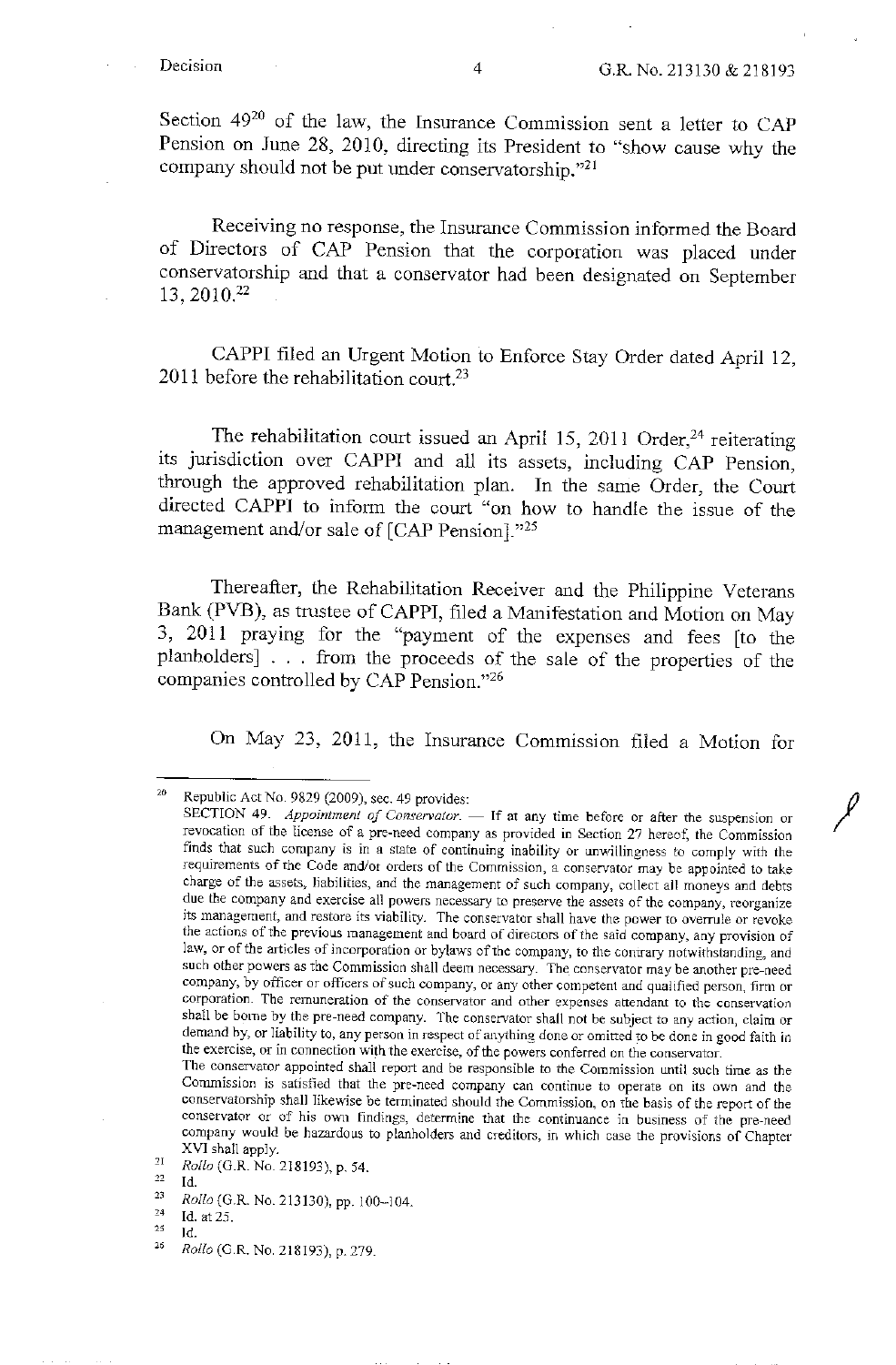Section 49[20] of the law, the Insurance Commission sent a letter to CAP Pension on June 28, 2010, directing its President to "show cause why the company should not be put under conservatorship."[21]

Receiving no response, the Insurance Commission informed the Board of Directors of CAP Pension that the corporation was placed under conservatorship and that a conservator had been designated on September 13, 2010.[22]

CAPPI filed an Urgent Motion to Enforce Stay Order dated April 12, 2011 before the rehabilitation court.[23]

The rehabilitation court issued an April 15, 2011 Order,[24] reiterating its jurisdiction over CAPPI and all its assets, including CAP Pension, through the approved rehabilitation plan. In the same Order, the Court directed CAPPI to inform the court "on how to handle the issue of the management and/or sale of [CAP Pension]."[25]

Thereafter, the Rehabilitation Receiver and the Philippine Veterans Bank (PVB), as trustee of CAPPI, filed a Manifestation and Motion on May 3, 2011 praying for the "payment of the expenses and fees [to the planholders] . . . from the proceeds of the sale of the properties of the companies controlled by CAP Pension."[26]

On May 23, 2011, the Insurance Commission filed a Motion for

---

[20] Republic Act No. 9829 (2009), sec. 49 provides:
SECTION 49. *Appointment of Conservator*. — If at any time before or after the suspension or revocation of the license of a pre-need company as provided in Section 27 hereof, the Commission finds that such company is in a state of continuing inability or unwillingness to comply with the requirements of the Code and/or orders of the Commission, a conservator may be appointed to take charge of the assets, liabilities, and the management of such company, collect all moneys and debts due the company and exercise all powers necessary to preserve the assets of the company, reorganize its management, and restore its viability. The conservator shall have the power to overrule or revoke the actions of the previous management and board of directors of the said company, any provision of law, or of the articles of incorporation or bylaws of the company, to the contrary notwithstanding, and such other powers as the Commission shall deem necessary. The conservator may be another pre-need company, by officer or officers of such company, or any other competent and qualified person, firm or corporation. The remuneration of the conservator and other expenses attendant to the conservation shall be borne by the pre-need company. The conservator shall not be subject to any action, claim or demand by, or liability to, any person in respect of anything done or omitted to be done in good faith in the exercise, or in connection with the exercise, of the powers conferred on the conservator.
The conservator appointed shall report and be responsible to the Commission until such time as the Commission is satisfied that the pre-need company can continue to operate on its own and the conservatorship shall likewise be terminated should the Commission, on the basis of the report of the conservator or of his own findings, determine that the continuance in business of the pre-need company would be hazardous to planholders and creditors, in which case the provisions of Chapter XVI shall apply.

[21] *Rollo* (G.R. No. 218193), p. 54.

[22] Id.

[23] *Rollo* (G.R. No. 213130), pp. 100–104.

[24] Id. at 25.

[25] Id.

[26] *Rollo* (G.R. No. 218193), p. 279.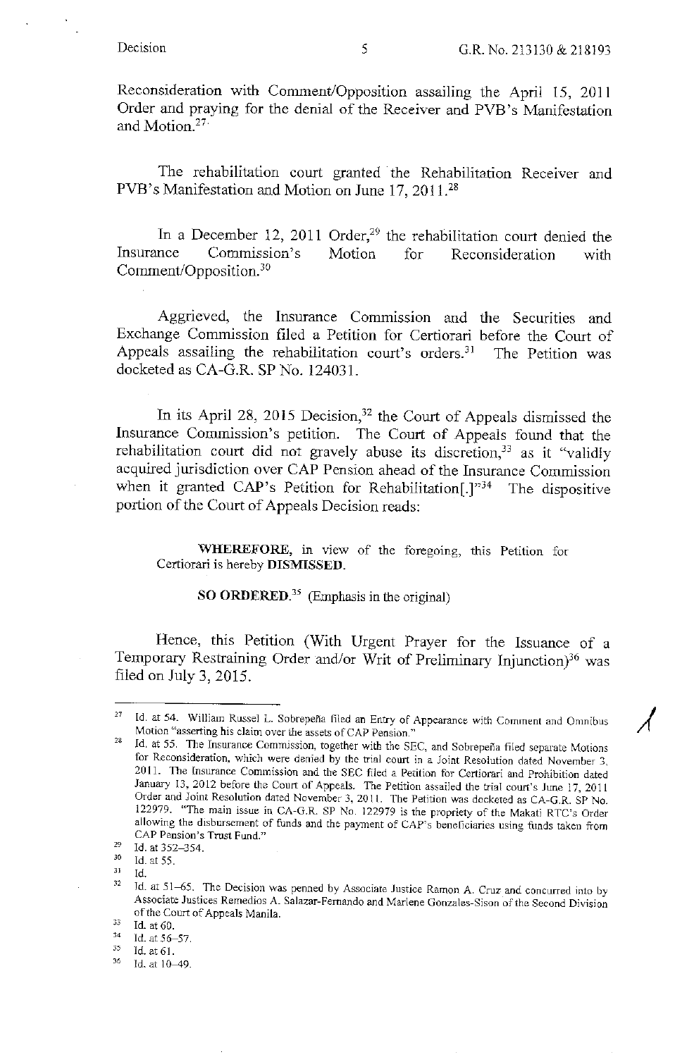Reconsideration with Comment/Opposition assailing the April 15, 2011 Order and praying for the denial of the Receiver and PVB's Manifestation and Motion.[27]

The rehabilitation court granted the Rehabilitation Receiver and PVB's Manifestation and Motion on June 17, 2011.[28]

In a December 12, 2011 Order,[29] the rehabilitation court denied the Insurance Commission's Motion for Reconsideration with Comment/Opposition.[30]

Aggrieved, the Insurance Commission and the Securities and Exchange Commission filed a Petition for Certiorari before the Court of Appeals assailing the rehabilitation court's orders.[31] The Petition was docketed as CA-G.R. SP No. 124031.

In its April 28, 2015 Decision,[32] the Court of Appeals dismissed the Insurance Commission's petition. The Court of Appeals found that the rehabilitation court did not gravely abuse its discretion,[33] as it "validly acquired jurisdiction over CAP Pension ahead of the Insurance Commission when it granted CAP's Petition for Rehabilitation[.]"[34] The dispositive portion of the Court of Appeals Decision reads:

> **WHEREFORE,** in view of the foregoing, this Petition for Certiorari is hereby **DISMISSED.**
>
> **SO ORDERED.**[35] (Emphasis in the original)

Hence, this Petition (With Urgent Prayer for the Issuance of a Temporary Restraining Order and/or Writ of Preliminary Injunction)[36] was filed on July 3, 2015.

---

[27] Id. at 54. William Russel L. Sobrepeña filed an Entry of Appearance with Comment and Omnibus Motion "asserting his claim over the assets of CAP Pension."

[28] Id. at 55. The Insurance Commission, together with the SEC, and Sobrepeña filed separate Motions for Reconsideration, which were denied by the trial court in a Joint Resolution dated November 3, 2011. The Insurance Commission and the SEC filed a Petition for Certiorari and Prohibition dated January 13, 2012 before the Court of Appeals. The Petition assailed the trial court's June 17, 2011 Order and Joint Resolution dated November 3, 2011. The Petition was docketed as CA-G.R. SP No. 122979. "The main issue in CA-G.R. SP No. 122979 is the propriety of the Makati RTC's Order allowing the disbursement of funds and the payment of CAP's beneficiaries using funds taken from CAP Pension's Trust Fund."

[29] Id. at 352–354.

[30] Id. at 55.

[31] Id.

[32] Id. at 51–65. The Decision was penned by Associate Justice Ramon A. Cruz and concurred into by Associate Justices Remedios A. Salazar-Fernando and Marlene Gonzales-Sison of the Second Division of the Court of Appeals Manila.

[33] Id. at 60.

[34] Id. at 56–57.

[35] Id. at 61.

[36] Id. at 10–49.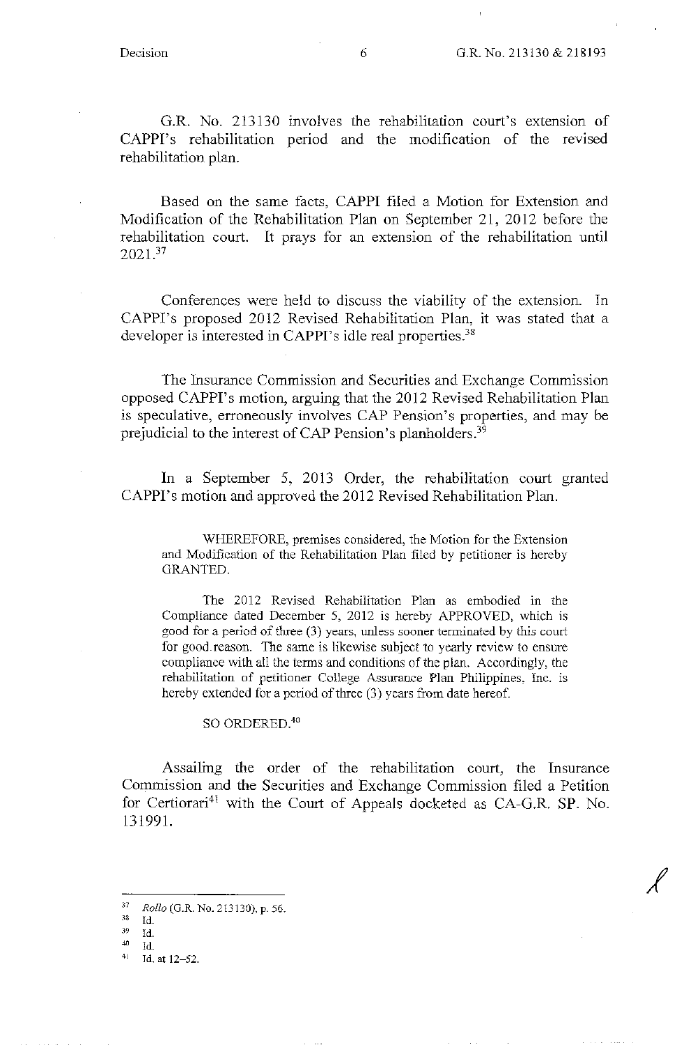G.R. No. 213130 involves the rehabilitation court's extension of CAPPI's rehabilitation period and the modification of the revised rehabilitation plan.

Based on the same facts, CAPPI filed a Motion for Extension and Modification of the Rehabilitation Plan on September 21, 2012 before the rehabilitation court. It prays for an extension of the rehabilitation until 2021.[37]

Conferences were held to discuss the viability of the extension. In CAPPI's proposed 2012 Revised Rehabilitation Plan, it was stated that a developer is interested in CAPPI's idle real properties.[38]

The Insurance Commission and Securities and Exchange Commission opposed CAPPI's motion, arguing that the 2012 Revised Rehabilitation Plan is speculative, erroneously involves CAP Pension's properties, and may be prejudicial to the interest of CAP Pension's planholders.[39]

In a September 5, 2013 Order, the rehabilitation court granted CAPPI's motion and approved the 2012 Revised Rehabilitation Plan.

> WHEREFORE, premises considered, the Motion for the Extension and Modification of the Rehabilitation Plan filed by petitioner is hereby GRANTED.
>
> The 2012 Revised Rehabilitation Plan as embodied in the Compliance dated December 5, 2012 is hereby APPROVED, which is good for a period of three (3) years, unless sooner terminated by this court for good reason. The same is likewise subject to yearly review to ensure compliance with all the terms and conditions of the plan. Accordingly, the rehabilitation of petitioner College Assurance Plan Philippines, Inc. is hereby extended for a period of three (3) years from date hereof.
>
> SO ORDERED.[40]

Assailing the order of the rehabilitation court, the Insurance Commission and the Securities and Exchange Commission filed a Petition for Certiorari[41] with the Court of Appeals docketed as CA-G.R. SP. No. 131991.

---

[37] *Rollo* (G.R. No. 213130), p. 56.
[38] Id.
[39] Id.
[40] Id.
[41] Id. at 12–52.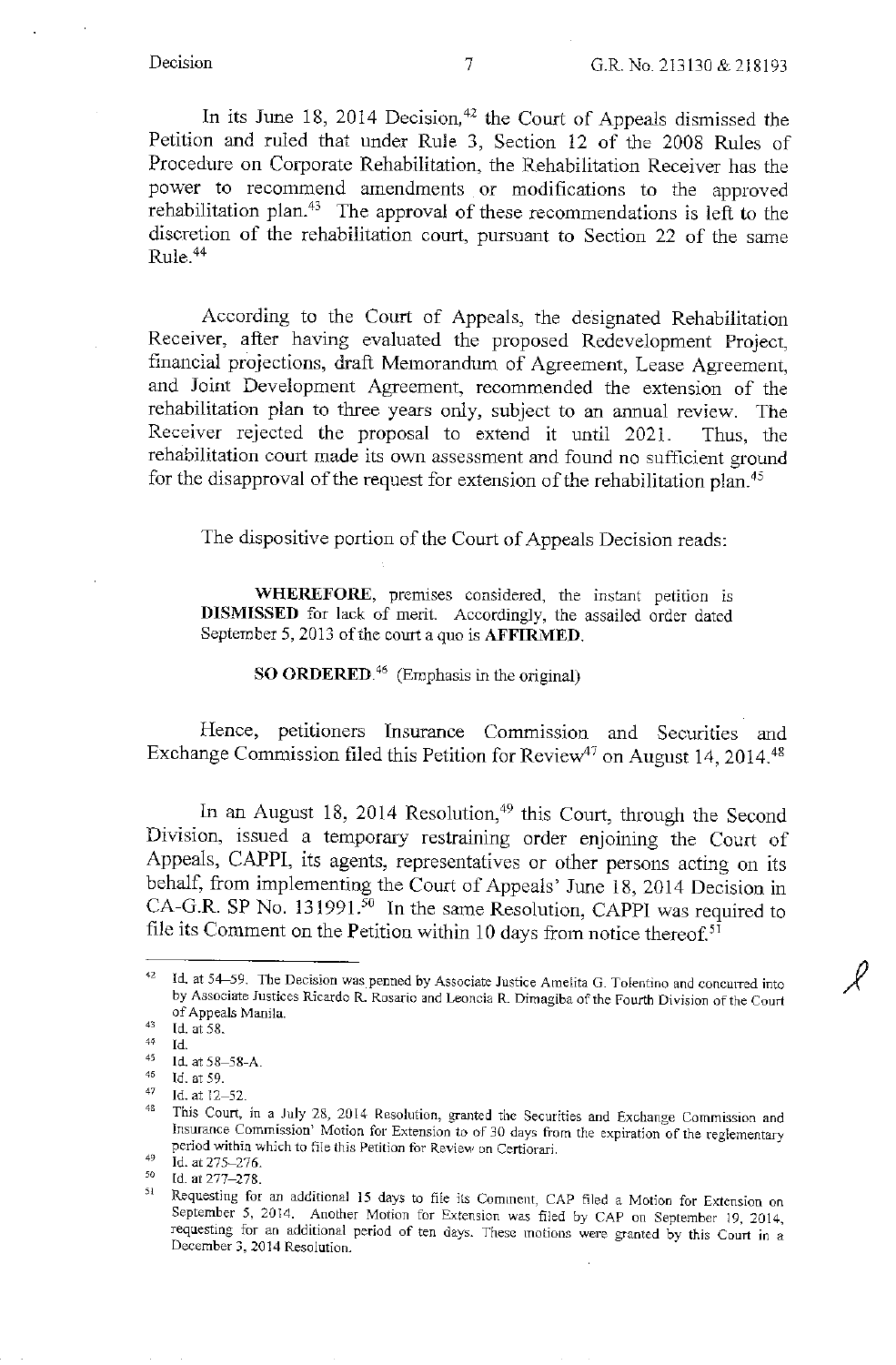In its June 18, 2014 Decision,[42] the Court of Appeals dismissed the Petition and ruled that under Rule 3, Section 12 of the 2008 Rules of Procedure on Corporate Rehabilitation, the Rehabilitation Receiver has the power to recommend amendments or modifications to the approved rehabilitation plan.[43] The approval of these recommendations is left to the discretion of the rehabilitation court, pursuant to Section 22 of the same Rule.[44]

According to the Court of Appeals, the designated Rehabilitation Receiver, after having evaluated the proposed Redevelopment Project, financial projections, draft Memorandum of Agreement, Lease Agreement, and Joint Development Agreement, recommended the extension of the rehabilitation plan to three years only, subject to an annual review. The Receiver rejected the proposal to extend it until 2021. Thus, the rehabilitation court made its own assessment and found no sufficient ground for the disapproval of the request for extension of the rehabilitation plan.[45]

The dispositive portion of the Court of Appeals Decision reads:

> **WHEREFORE**, premises considered, the instant petition is **DISMISSED** for lack of merit. Accordingly, the assailed order dated September 5, 2013 of the court a quo is **AFFIRMED**.
>
> **SO ORDERED**.[46] (Emphasis in the original)

Hence, petitioners Insurance Commission and Securities and Exchange Commission filed this Petition for Review[47] on August 14, 2014.[48]

In an August 18, 2014 Resolution,[49] this Court, through the Second Division, issued a temporary restraining order enjoining the Court of Appeals, CAPPI, its agents, representatives or other persons acting on its behalf, from implementing the Court of Appeals' June 18, 2014 Decision in CA-G.R. SP No. 131991.[50] In the same Resolution, CAPPI was required to file its Comment on the Petition within 10 days from notice thereof.[51]

---

[42] Id. at 54–59. The Decision was penned by Associate Justice Amelita G. Tolentino and concurred into by Associate Justices Ricardo R. Rosario and Leoncia R. Dimagiba of the Fourth Division of the Court of Appeals Manila.

[43] Id. at 58.

[44] Id.

[45] Id. at 58–58-A.

[46] Id. at 59.

[47] Id. at 12–52.

[48] This Court, in a July 28, 2014 Resolution, granted the Securities and Exchange Commission and Insurance Commission' Motion for Extension to of 30 days from the expiration of the reglementary period within which to file this Petition for Review on Certiorari.

[49] Id. at 275–276.

[50] Id. at 277–278.

[51] Requesting for an additional 15 days to file its Comment, CAP filed a Motion for Extension on September 5, 2014. Another Motion for Extension was filed by CAP on September 19, 2014, requesting for an additional period of ten days. These motions were granted by this Court in a December 3, 2014 Resolution.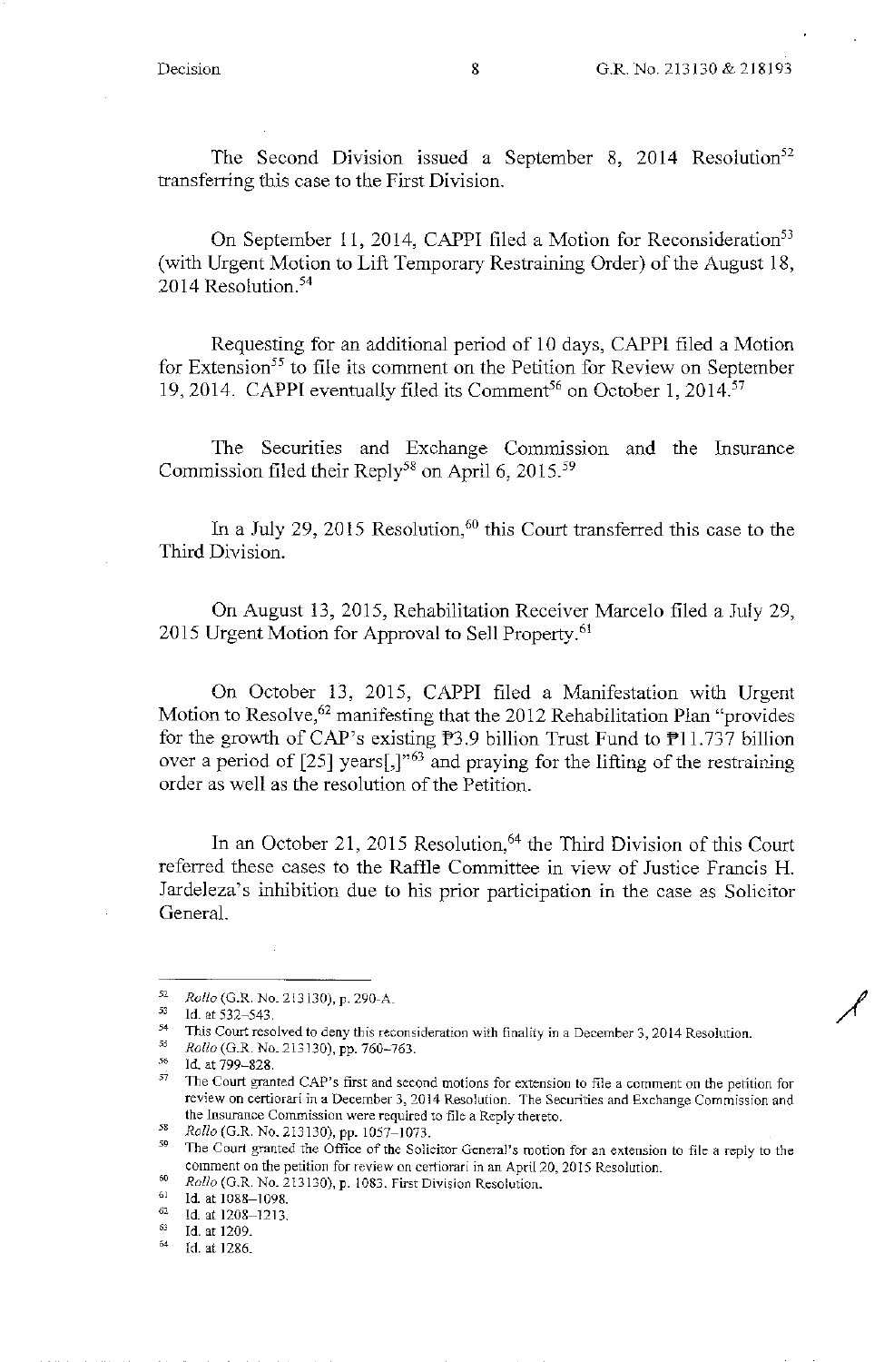The Second Division issued a September 8, 2014 Resolution[52] transferring this case to the First Division.

On September 11, 2014, CAPPI filed a Motion for Reconsideration[53] (with Urgent Motion to Lift Temporary Restraining Order) of the August 18, 2014 Resolution.[54]

Requesting for an additional period of 10 days, CAPPI filed a Motion for Extension[55] to file its comment on the Petition for Review on September 19, 2014. CAPPI eventually filed its Comment[56] on October 1, 2014.[57]

The Securities and Exchange Commission and the Insurance Commission filed their Reply[58] on April 6, 2015.[59]

In a July 29, 2015 Resolution,[60] this Court transferred this case to the Third Division.

On August 13, 2015, Rehabilitation Receiver Marcelo filed a July 29, 2015 Urgent Motion for Approval to Sell Property.[61]

On October 13, 2015, CAPPI filed a Manifestation with Urgent Motion to Resolve,[62] manifesting that the 2012 Rehabilitation Plan "provides for the growth of CAP's existing ₱3.9 billion Trust Fund to ₱11.737 billion over a period of [25] years[,]"[63] and praying for the lifting of the restraining order as well as the resolution of the Petition.

In an October 21, 2015 Resolution,[64] the Third Division of this Court referred these cases to the Raffle Committee in view of Justice Francis H. Jardeleza's inhibition due to his prior participation in the case as Solicitor General.

---

[52] *Rollo* (G.R. No. 213130), p. 290-A.

[53] Id. at 532–543.

[54] This Court resolved to deny this reconsideration with finality in a December 3, 2014 Resolution.

[55] *Rollo* (G.R. No. 213130), pp. 760–763.

[56] Id. at 799–828.

[57] The Court granted CAP's first and second motions for extension to file a comment on the petition for review on certiorari in a December 3, 2014 Resolution. The Securities and Exchange Commission and the Insurance Commission were required to file a Reply thereto.

[58] *Rollo* (G.R. No. 213130), pp. 1057–1073.

[59] The Court granted the Office of the Solicitor General's motion for an extension to file a reply to the comment on the petition for review on certiorari in an April 20, 2015 Resolution.

[60] *Rollo* (G.R. No. 213130), p. 1083. First Division Resolution.

[61] Id. at 1088–1098.

[62] Id. at 1208–1213.

[63] Id. at 1209.

[64] Id. at 1286.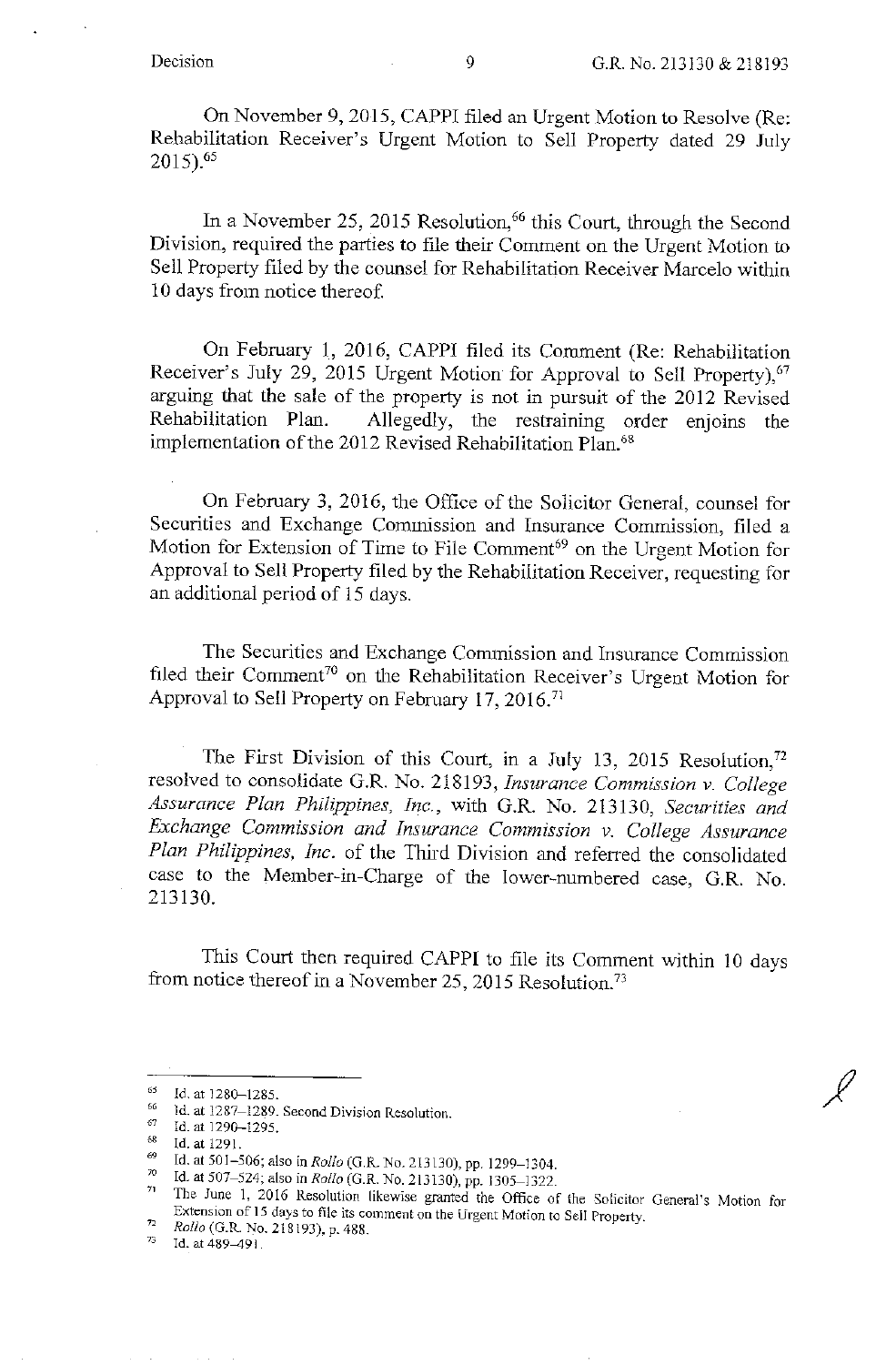On November 9, 2015, CAPPI filed an Urgent Motion to Resolve (Re: Rehabilitation Receiver's Urgent Motion to Sell Property dated 29 July 2015).[65]

In a November 25, 2015 Resolution,[66] this Court, through the Second Division, required the parties to file their Comment on the Urgent Motion to Sell Property filed by the counsel for Rehabilitation Receiver Marcelo within 10 days from notice thereof.

On February 1, 2016, CAPPI filed its Comment (Re: Rehabilitation Receiver's July 29, 2015 Urgent Motion for Approval to Sell Property),[67] arguing that the sale of the property is not in pursuit of the 2012 Revised Rehabilitation Plan. Allegedly, the restraining order enjoins the implementation of the 2012 Revised Rehabilitation Plan.[68]

On February 3, 2016, the Office of the Solicitor General, counsel for Securities and Exchange Commission and Insurance Commission, filed a Motion for Extension of Time to File Comment[69] on the Urgent Motion for Approval to Sell Property filed by the Rehabilitation Receiver, requesting for an additional period of 15 days.

The Securities and Exchange Commission and Insurance Commission filed their Comment[70] on the Rehabilitation Receiver's Urgent Motion for Approval to Sell Property on February 17, 2016.[71]

The First Division of this Court, in a July 13, 2015 Resolution,[72] resolved to consolidate G.R. No. 218193, *Insurance Commission v. College Assurance Plan Philippines, Inc.*, with G.R. No. 213130, *Securities and Exchange Commission and Insurance Commission v. College Assurance Plan Philippines, Inc.* of the Third Division and referred the consolidated case to the Member-in-Charge of the lower-numbered case, G.R. No. 213130.

This Court then required CAPPI to file its Comment within 10 days from notice thereof in a November 25, 2015 Resolution.[73]

---

[65] Id. at 1280–1285.
[66] Id. at 1287–1289. Second Division Resolution.
[67] Id. at 1290–1295.
[68] Id. at 1291.
[69] Id. at 501–506; also in *Rollo* (G.R. No. 213130), pp. 1299–1304.
[70] Id. at 507–524; also in *Rollo* (G.R. No. 213130), pp. 1305–1322.
[71] The June 1, 2016 Resolution likewise granted the Office of the Solicitor General's Motion for Extension of 15 days to file its comment on the Urgent Motion to Sell Property.
[72] *Rollo* (G.R. No. 218193), p. 488.
[73] Id. at 489–491.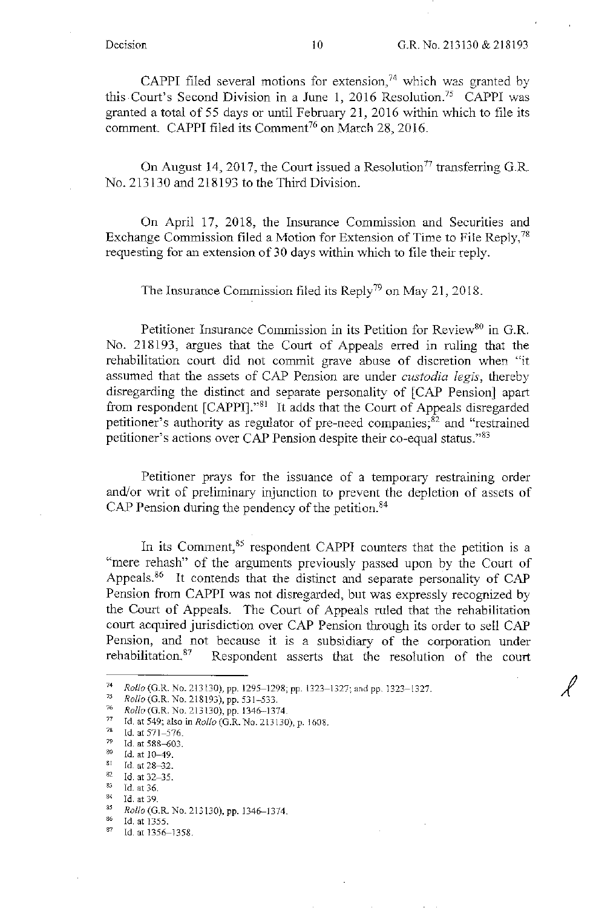CAPPI filed several motions for extension,[74] which was granted by this Court's Second Division in a June 1, 2016 Resolution.[75] CAPPI was granted a total of 55 days or until February 21, 2016 within which to file its comment. CAPPI filed its Comment[76] on March 28, 2016.

On August 14, 2017, the Court issued a Resolution[77] transferring G.R. No. 213130 and 218193 to the Third Division.

On April 17, 2018, the Insurance Commission and Securities and Exchange Commission filed a Motion for Extension of Time to File Reply,[78] requesting for an extension of 30 days within which to file their reply.

The Insurance Commission filed its Reply[79] on May 21, 2018.

Petitioner Insurance Commission in its Petition for Review[80] in G.R. No. 218193, argues that the Court of Appeals erred in ruling that the rehabilitation court did not commit grave abuse of discretion when "it assumed that the assets of CAP Pension are under *custodia legis*, thereby disregarding the distinct and separate personality of [CAP Pension] apart from respondent [CAPPI]."[81] It adds that the Court of Appeals disregarded petitioner's authority as regulator of pre-need companies;[82] and "restrained petitioner's actions over CAP Pension despite their co-equal status."[83]

Petitioner prays for the issuance of a temporary restraining order and/or writ of preliminary injunction to prevent the depletion of assets of CAP Pension during the pendency of the petition.[84]

In its Comment,[85] respondent CAPPI counters that the petition is a "mere rehash" of the arguments previously passed upon by the Court of Appeals.[86] It contends that the distinct and separate personality of CAP Pension from CAPPI was not disregarded, but was expressly recognized by the Court of Appeals. The Court of Appeals ruled that the rehabilitation court acquired jurisdiction over CAP Pension through its order to sell CAP Pension, and not because it is a subsidiary of the corporation under rehabilitation.[87] Respondent asserts that the resolution of the court

---

[74] *Rollo* (G.R. No. 213130), pp. 1295–1298; pp. 1323–1327; and pp. 1323–1327.

[75] *Rollo* (G.R. No. 218193), pp. 531–533.

[76] *Rollo* (G.R. No. 213130), pp. 1346–1374.

[77] Id. at 549; also in *Rollo* (G.R. No. 213130), p. 1608.

[78] Id. at 571–576.

[79] Id. at 588–603.

[80] Id. at 10–49.

[81] Id. at 28–32.

[82] Id. at 32–35.

[83] Id. at 36.

[84] Id. at 39.

[85] *Rollo* (G.R. No. 213130), pp. 1346–1374.

[86] Id. at 1355.

[87] Id. at 1356–1358.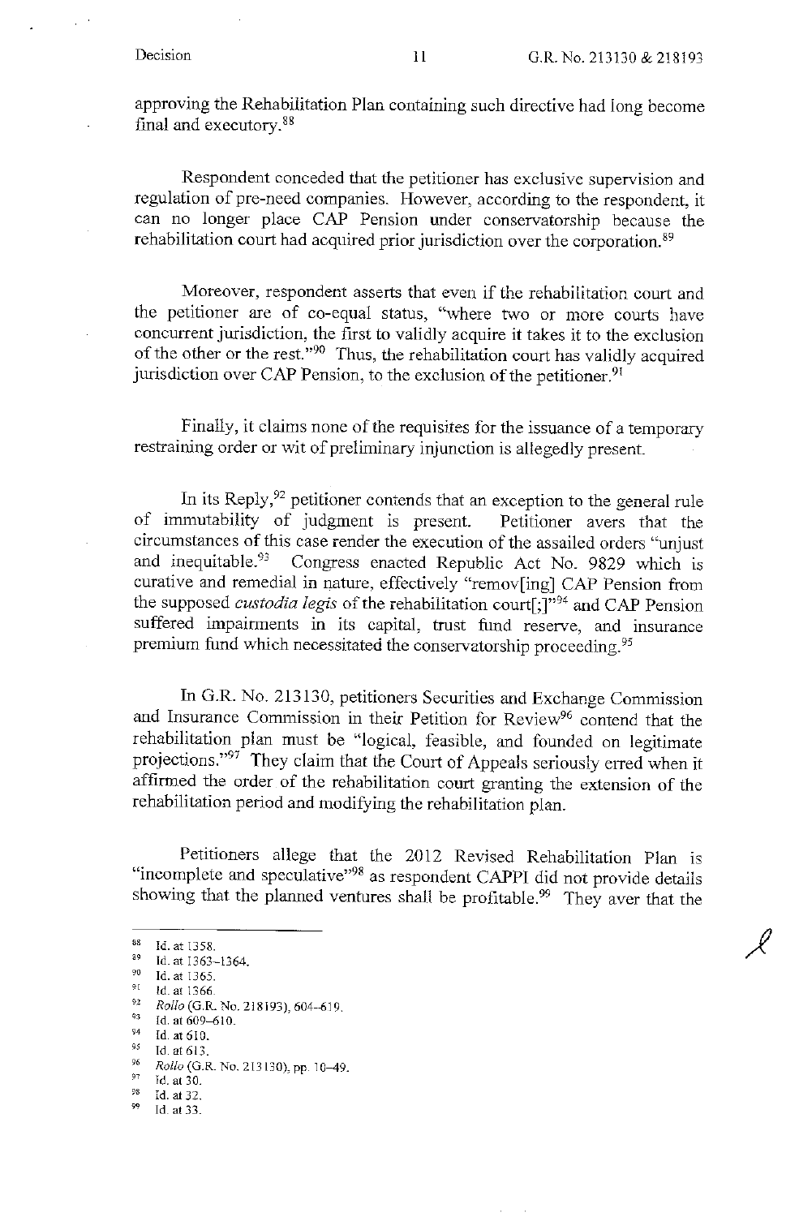approving the Rehabilitation Plan containing such directive had long become final and executory.[88]

Respondent conceded that the petitioner has exclusive supervision and regulation of pre-need companies. However, according to the respondent, it can no longer place CAP Pension under conservatorship because the rehabilitation court had acquired prior jurisdiction over the corporation.[89]

Moreover, respondent asserts that even if the rehabilitation court and the petitioner are of co-equal status, "where two or more courts have concurrent jurisdiction, the first to validly acquire it takes it to the exclusion of the other or the rest."[90] Thus, the rehabilitation court has validly acquired jurisdiction over CAP Pension, to the exclusion of the petitioner.[91]

Finally, it claims none of the requisites for the issuance of a temporary restraining order or wit of preliminary injunction is allegedly present.

In its Reply,[92] petitioner contends that an exception to the general rule of immutability of judgment is present. Petitioner avers that the circumstances of this case render the execution of the assailed orders "unjust and inequitable.[93] Congress enacted Republic Act No. 9829 which is curative and remedial in nature, effectively "remov[ing] CAP Pension from the supposed *custodia legis* of the rehabilitation court[;]"[94] and CAP Pension suffered impairments in its capital, trust fund reserve, and insurance premium fund which necessitated the conservatorship proceeding.[95]

In G.R. No. 213130, petitioners Securities and Exchange Commission and Insurance Commission in their Petition for Review[96] contend that the rehabilitation plan must be "logical, feasible, and founded on legitimate projections."[97] They claim that the Court of Appeals seriously erred when it affirmed the order of the rehabilitation court granting the extension of the rehabilitation period and modifying the rehabilitation plan.

Petitioners allege that the 2012 Revised Rehabilitation Plan is "incomplete and speculative"[98] as respondent CAPPI did not provide details showing that the planned ventures shall be profitable.[99] They aver that the

---

[88] Id. at 1358.
[89] Id. at 1363–1364.
[90] Id. at 1365.
[91] Id. at 1366.
[92] *Rollo* (G.R. No. 218193), 604–619.
[93] Id. at 609–610.
[94] Id. at 610.
[95] Id. at 613.
[96] *Rollo* (G.R. No. 213130), pp. 10–49.
[97] Id. at 30.
[98] Id. at 32.
[99] Id. at 33.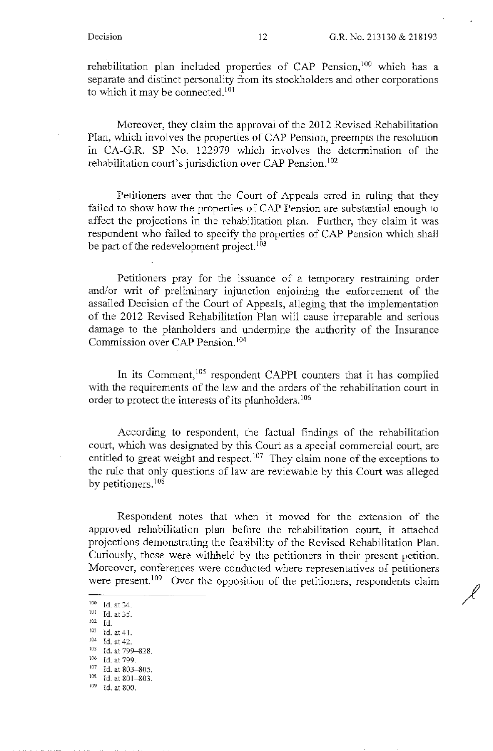rehabilitation plan included properties of CAP Pension,[100] which has a separate and distinct personality from its stockholders and other corporations to which it may be connected.[101]

Moreover, they claim the approval of the 2012 Revised Rehabilitation Plan, which involves the properties of CAP Pension, preempts the resolution in CA-G.R. SP No. 122979 which involves the determination of the rehabilitation court's jurisdiction over CAP Pension.[102]

Petitioners aver that the Court of Appeals erred in ruling that they failed to show how the properties of CAP Pension are substantial enough to affect the projections in the rehabilitation plan. Further, they claim it was respondent who failed to specify the properties of CAP Pension which shall be part of the redevelopment project.[103]

Petitioners pray for the issuance of a temporary restraining order and/or writ of preliminary injunction enjoining the enforcement of the assailed Decision of the Court of Appeals, alleging that the implementation of the 2012 Revised Rehabilitation Plan will cause irreparable and serious damage to the planholders and undermine the authority of the Insurance Commission over CAP Pension.[104]

In its Comment,[105] respondent CAPPI counters that it has complied with the requirements of the law and the orders of the rehabilitation court in order to protect the interests of its planholders.[106]

According to respondent, the factual findings of the rehabilitation court, which was designated by this Court as a special commercial court, are entitled to great weight and respect.[107] They claim none of the exceptions to the rule that only questions of law are reviewable by this Court was alleged by petitioners.[108]

Respondent notes that when it moved for the extension of the approved rehabilitation plan before the rehabilitation court, it attached projections demonstrating the feasibility of the Revised Rehabilitation Plan. Curiously, these were withheld by the petitioners in their present petition. Moreover, conferences were conducted where representatives of petitioners were present.[109] Over the opposition of the petitioners, respondents claim

---

[100] Id. at 34.
[101] Id. at 35.
[102] Id.
[103] Id. at 41.
[104] Id. at 42.
[105] Id. at 799–828.
[106] Id. at 799.
[107] Id. at 803–805.
[108] Id. at 801–803.
[109] Id. at 800.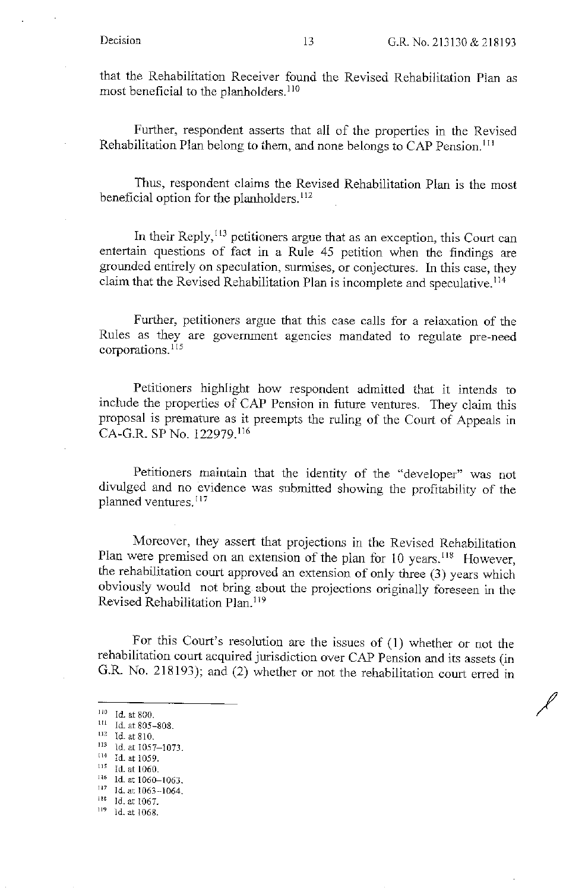that the Rehabilitation Receiver found the Revised Rehabilitation Plan as most beneficial to the planholders.[110]

Further, respondent asserts that all of the properties in the Revised Rehabilitation Plan belong to them, and none belongs to CAP Pension.[111]

Thus, respondent claims the Revised Rehabilitation Plan is the most beneficial option for the planholders.[112]

In their Reply,[113] petitioners argue that as an exception, this Court can entertain questions of fact in a Rule 45 petition when the findings are grounded entirely on speculation, surmises, or conjectures. In this case, they claim that the Revised Rehabilitation Plan is incomplete and speculative.[114]

Further, petitioners argue that this case calls for a relaxation of the Rules as they are government agencies mandated to regulate pre-need corporations.[115]

Petitioners highlight how respondent admitted that it intends to include the properties of CAP Pension in future ventures. They claim this proposal is premature as it preempts the ruling of the Court of Appeals in CA-G.R. SP No. 122979.[116]

Petitioners maintain that the identity of the "developer" was not divulged and no evidence was submitted showing the profitability of the planned ventures.[117]

Moreover, they assert that projections in the Revised Rehabilitation Plan were premised on an extension of the plan for 10 years.[118] However, the rehabilitation court approved an extension of only three (3) years which obviously would not bring about the projections originally foreseen in the Revised Rehabilitation Plan.[119]

For this Court's resolution are the issues of (1) whether or not the rehabilitation court acquired jurisdiction over CAP Pension and its assets (in G.R. No. 218193); and (2) whether or not the rehabilitation court erred in

---

[110] Id. at 800.

[111] Id. at 805–808.

[112] Id. at 810.

[113] Id. at 1057–1073.

[114] Id. at 1059.

[115] Id. at 1060.

[116] Id. at 1060–1063.

[117] Id. at 1063–1064.

[118] Id. at 1067.

[119] Id. at 1068.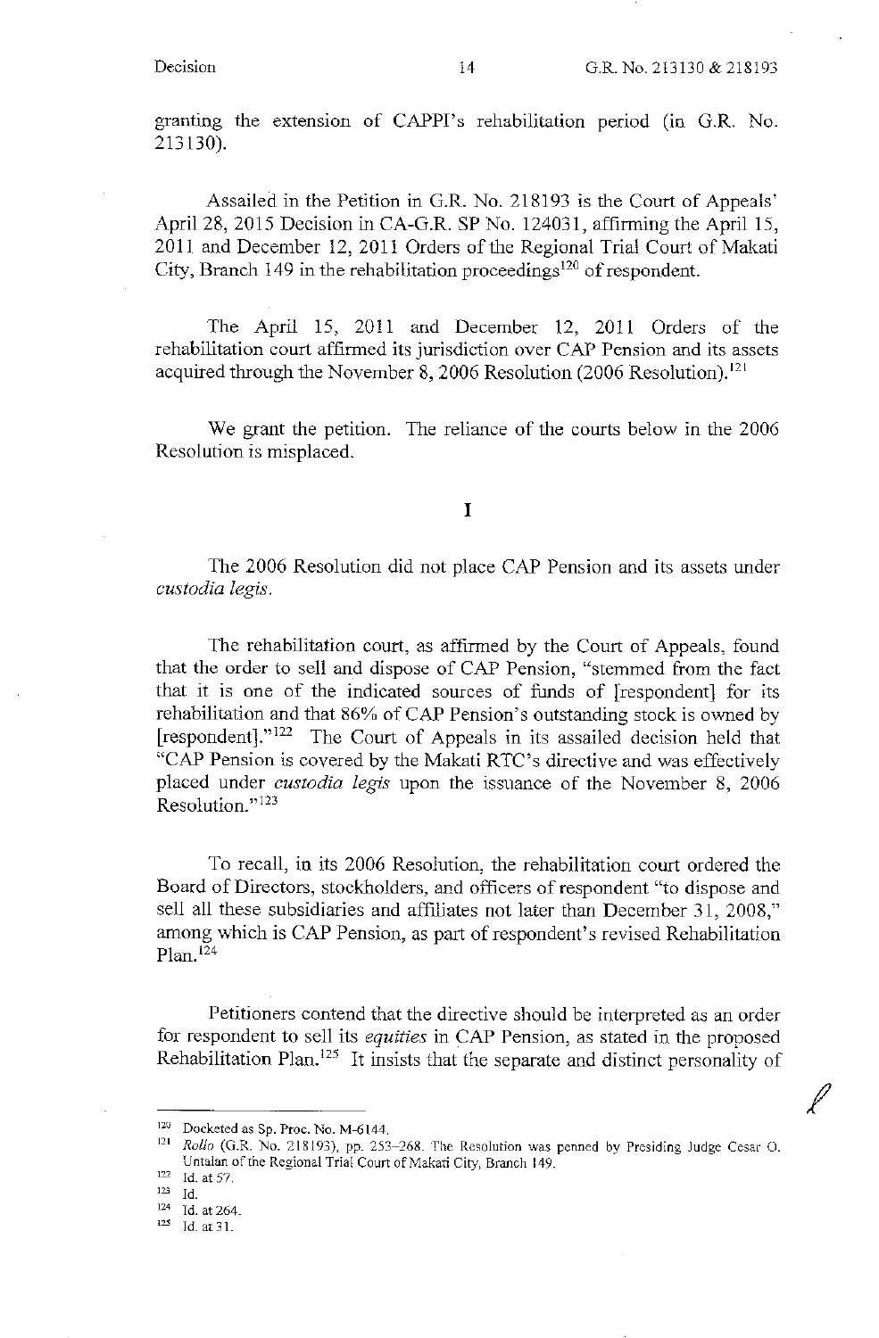granting the extension of CAPPI's rehabilitation period (in G.R. No. 213130).

Assailed in the Petition in G.R. No. 218193 is the Court of Appeals' April 28, 2015 Decision in CA-G.R. SP No. 124031, affirming the April 15, 2011 and December 12, 2011 Orders of the Regional Trial Court of Makati City, Branch 149 in the rehabilitation proceedings[120] of respondent.

The April 15, 2011 and December 12, 2011 Orders of the rehabilitation court affirmed its jurisdiction over CAP Pension and its assets acquired through the November 8, 2006 Resolution (2006 Resolution).[121]

We grant the petition. The reliance of the courts below in the 2006 Resolution is misplaced.

**I**

The 2006 Resolution did not place CAP Pension and its assets under *custodia legis*.

The rehabilitation court, as affirmed by the Court of Appeals, found that the order to sell and dispose of CAP Pension, "stemmed from the fact that it is one of the indicated sources of funds of [respondent] for its rehabilitation and that 86% of CAP Pension's outstanding stock is owned by [respondent]."[122] The Court of Appeals in its assailed decision held that "CAP Pension is covered by the Makati RTC's directive and was effectively placed under *custodia legis* upon the issuance of the November 8, 2006 Resolution."[123]

To recall, in its 2006 Resolution, the rehabilitation court ordered the Board of Directors, stockholders, and officers of respondent "to dispose and sell all these subsidiaries and affiliates not later than December 31, 2008," among which is CAP Pension, as part of respondent's revised Rehabilitation Plan.[124]

Petitioners contend that the directive should be interpreted as an order for respondent to sell its *equities* in CAP Pension, as stated in the proposed Rehabilitation Plan.[125] It insists that the separate and distinct personality of

---

[120] Docketed as Sp. Proc. No. M-6144.

[121] *Rollo* (G.R. No. 218193), pp. 253–268. The Resolution was penned by Presiding Judge Cesar O. Untalan of the Regional Trial Court of Makati City, Branch 149.

[122] Id. at 57.

[123] Id.

[124] Id. at 264.

[125] Id. at 31.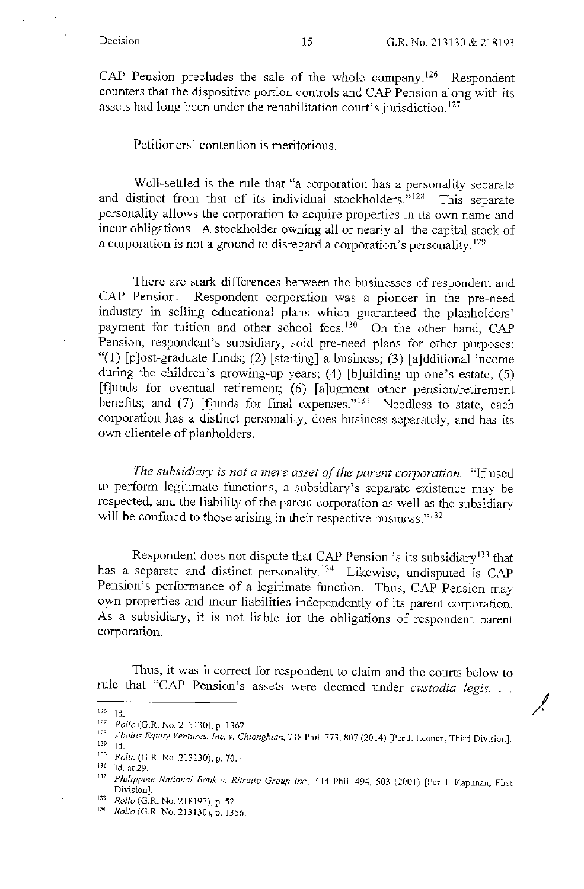CAP Pension precludes the sale of the whole company.[126] Respondent counters that the dispositive portion controls and CAP Pension along with its assets had long been under the rehabilitation court's jurisdiction.[127]

Petitioners' contention is meritorious.

Well-settled is the rule that "a corporation has a personality separate and distinct from that of its individual stockholders."[128] This separate personality allows the corporation to acquire properties in its own name and incur obligations. A stockholder owning all or nearly all the capital stock of a corporation is not a ground to disregard a corporation's personality.[129]

There are stark differences between the businesses of respondent and CAP Pension. Respondent corporation was a pioneer in the pre-need industry in selling educational plans which guaranteed the planholders' payment for tuition and other school fees.[130] On the other hand, CAP Pension, respondent's subsidiary, sold pre-need plans for other purposes: "(1) [p]ost-graduate funds; (2) [starting] a business; (3) [a]dditional income during the children's growing-up years; (4) [b]uilding up one's estate; (5) [f]unds for eventual retirement; (6) [a]ugment other pension/retirement benefits; and (7) [f]unds for final expenses."[131] Needless to state, each corporation has a distinct personality, does business separately, and has its own clientele of planholders.

*The subsidiary is not a mere asset of the parent corporation.* "If used to perform legitimate functions, a subsidiary's separate existence may be respected, and the liability of the parent corporation as well as the subsidiary will be confined to those arising in their respective business."[132]

Respondent does not dispute that CAP Pension is its subsidiary[133] that has a separate and distinct personality.[134] Likewise, undisputed is CAP Pension's performance of a legitimate function. Thus, CAP Pension may own properties and incur liabilities independently of its parent corporation. As a subsidiary, it is not liable for the obligations of respondent parent corporation.

Thus, it was incorrect for respondent to claim and the courts below to rule that "CAP Pension's assets were deemed under *custodia legis*. . .

---

[126] Id.

[127] *Rollo* (G.R. No. 213130), p. 1362.

[128] *Aboitiz Equity Ventures, Inc. v. Chiongbian*, 738 Phil. 773, 807 (2014) [Per J. Leonen, Third Division].

[129] Id.

[130] *Rollo* (G.R. No. 213130), p. 70.

[131] Id. at 29.

[132] *Philippine National Bank v. Ritratto Group Inc.*, 414 Phil. 494, 503 (2001) [Per J. Kapunan, First Division].

[133] *Rollo* (G.R. No. 218193), p. 52.

[134] *Rollo* (G.R. No. 213130), p. 1356.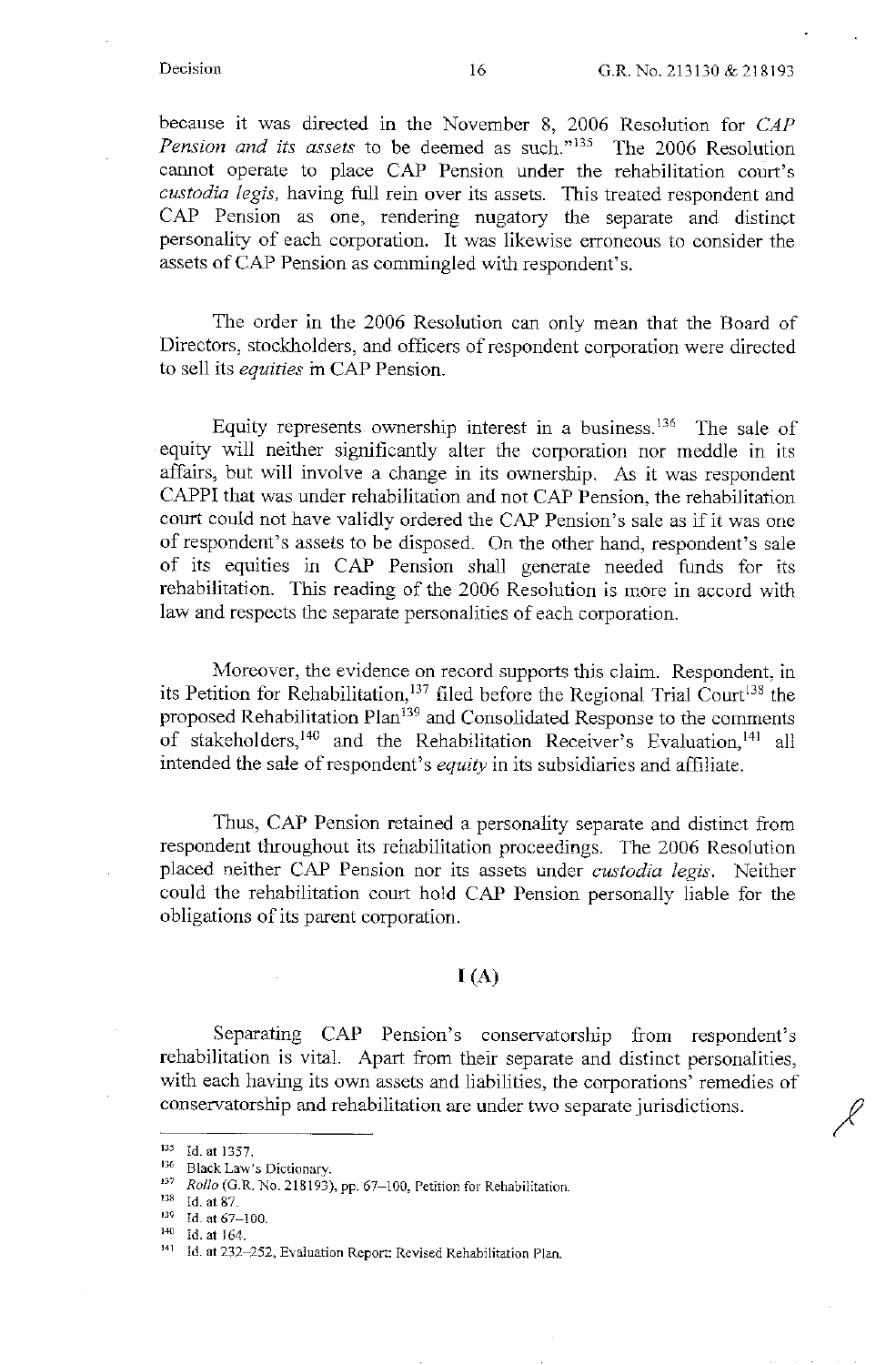because it was directed in the November 8, 2006 Resolution for *CAP Pension and its assets* to be deemed as such."[135] The 2006 Resolution cannot operate to place CAP Pension under the rehabilitation court's *custodia legis*, having full rein over its assets. This treated respondent and CAP Pension as one, rendering nugatory the separate and distinct personality of each corporation. It was likewise erroneous to consider the assets of CAP Pension as commingled with respondent's.

The order in the 2006 Resolution can only mean that the Board of Directors, stockholders, and officers of respondent corporation were directed to sell its *equities* in CAP Pension.

Equity represents ownership interest in a business.[136] The sale of equity will neither significantly alter the corporation nor meddle in its affairs, but will involve a change in its ownership. As it was respondent CAPPI that was under rehabilitation and not CAP Pension, the rehabilitation court could not have validly ordered the CAP Pension's sale as if it was one of respondent's assets to be disposed. On the other hand, respondent's sale of its equities in CAP Pension shall generate needed funds for its rehabilitation. This reading of the 2006 Resolution is more in accord with law and respects the separate personalities of each corporation.

Moreover, the evidence on record supports this claim. Respondent, in its Petition for Rehabilitation,[137] filed before the Regional Trial Court[138] the proposed Rehabilitation Plan[139] and Consolidated Response to the comments of stakeholders,[140] and the Rehabilitation Receiver's Evaluation,[141] all intended the sale of respondent's *equity* in its subsidiaries and affiliate.

Thus, CAP Pension retained a personality separate and distinct from respondent throughout its rehabilitation proceedings. The 2006 Resolution placed neither CAP Pension nor its assets under *custodia legis*. Neither could the rehabilitation court hold CAP Pension personally liable for the obligations of its parent corporation.

## I (A)

Separating CAP Pension's conservatorship from respondent's rehabilitation is vital. Apart from their separate and distinct personalities, with each having its own assets and liabilities, the corporations' remedies of conservatorship and rehabilitation are under two separate jurisdictions.

---

[135] Id. at 1357.

[136] Black Law's Dictionary.

[137] *Rollo* (G.R. No. 218193), pp. 67–100, Petition for Rehabilitation.

[138] Id. at 87.

[139] Id. at 67–100.

[140] Id. at 164.

[141] Id. at 232–252, Evaluation Report: Revised Rehabilitation Plan.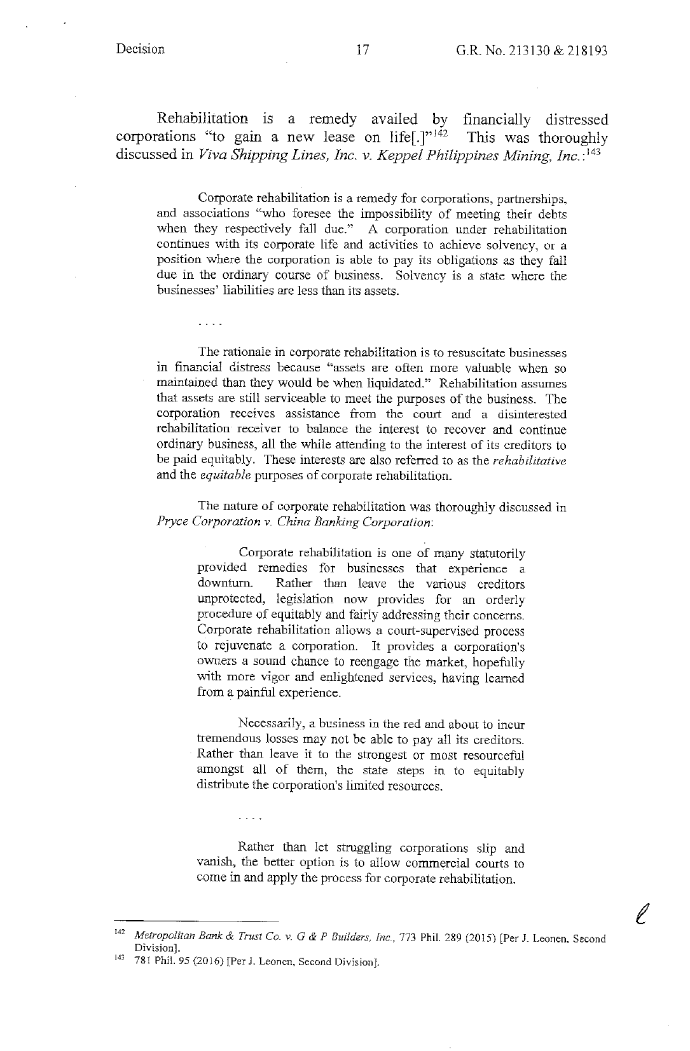Rehabilitation is a remedy availed by financially distressed corporations "to gain a new lease on life[.]"[142] This was thoroughly discussed in *Viva Shipping Lines, Inc. v. Keppel Philippines Mining, Inc.*:[143]

> Corporate rehabilitation is a remedy for corporations, partnerships, and associations "who foresee the impossibility of meeting their debts when they respectively fall due." A corporation under rehabilitation continues with its corporate life and activities to achieve solvency, or a position where the corporation is able to pay its obligations as they fall due in the ordinary course of business. Solvency is a state where the businesses' liabilities are less than its assets.
>
> . . . .
>
> The rationale in corporate rehabilitation is to resuscitate businesses in financial distress because "assets are often more valuable when so maintained than they would be when liquidated." Rehabilitation assumes that assets are still serviceable to meet the purposes of the business. The corporation receives assistance from the court and a disinterested rehabilitation receiver to balance the interest to recover and continue ordinary business, all the while attending to the interest of its creditors to be paid equitably. These interests are also referred to as the *rehabilitative* and the *equitable* purposes of corporate rehabilitation.
>
> The nature of corporate rehabilitation was thoroughly discussed in *Pryce Corporation v. China Banking Corporation*:
>
>> Corporate rehabilitation is one of many statutorily provided remedies for businesses that experience a downturn. Rather than leave the various creditors unprotected, legislation now provides for an orderly procedure of equitably and fairly addressing their concerns. Corporate rehabilitation allows a court-supervised process to rejuvenate a corporation. It provides a corporation's owners a sound chance to reengage the market, hopefully with more vigor and enlightened services, having learned from a painful experience.
>>
>> Necessarily, a business in the red and about to incur tremendous losses may not be able to pay all its creditors. Rather than leave it to the strongest or most resourceful amongst all of them, the state steps in to equitably distribute the corporation's limited resources.
>>
>> . . . .
>>
>> Rather than let struggling corporations slip and vanish, the better option is to allow commercial courts to come in and apply the process for corporate rehabilitation.

---

[142] *Metropolitan Bank & Trust Co. v. G & P Builders, Inc.*, 773 Phil. 289 (2015) [Per J. Leonen, Second Division].

[143] 781 Phil. 95 (2016) [Per J. Leonen, Second Division].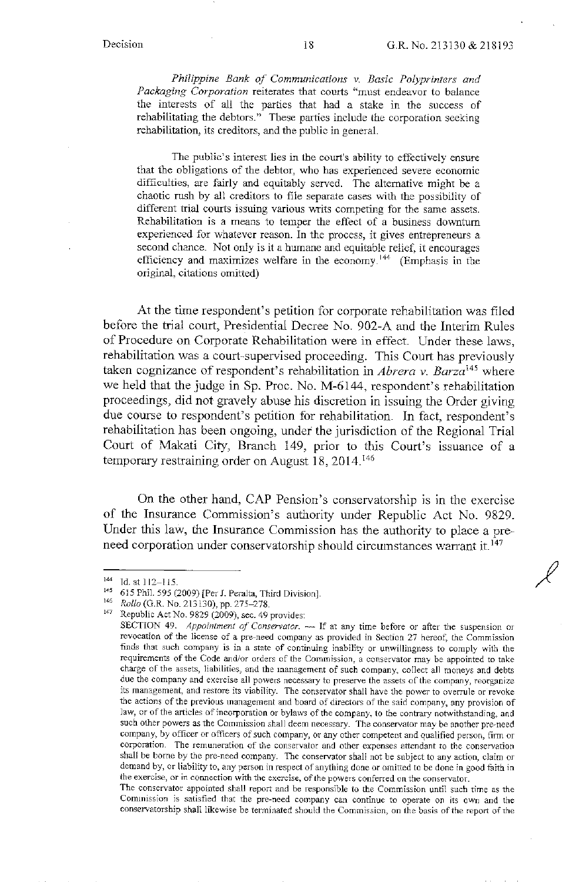*Philippine Bank of Communications v. Basic Polyprinters and Packaging Corporation* reiterates that courts "must endeavor to balance the interests of all the parties that had a stake in the success of rehabilitating the debtors." These parties include the corporation seeking rehabilitation, its creditors, and the public in general.

> The public's interest lies in the court's ability to effectively ensure that the obligations of the debtor, who has experienced severe economic difficulties, are fairly and equitably served. The alternative might be a chaotic rush by all creditors to file separate cases with the possibility of different trial courts issuing various writs competing for the same assets. Rehabilitation is a means to temper the effect of a business downturn experienced for whatever reason. In the process, it gives entrepreneurs a second chance. Not only is it a humane and equitable relief, it encourages efficiency and maximizes welfare in the economy.[144] (Emphasis in the original, citations omitted)

At the time respondent's petition for corporate rehabilitation was filed before the trial court, Presidential Decree No. 902-A and the Interim Rules of Procedure on Corporate Rehabilitation were in effect. Under these laws, rehabilitation was a court-supervised proceeding. This Court has previously taken cognizance of respondent's rehabilitation in *Abrera v. Barza*[145] where we held that the judge in Sp. Proc. No. M-6144, respondent's rehabilitation proceedings, did not gravely abuse his discretion in issuing the Order giving due course to respondent's petition for rehabilitation. In fact, respondent's rehabilitation has been ongoing, under the jurisdiction of the Regional Trial Court of Makati City, Branch 149, prior to this Court's issuance of a temporary restraining order on August 18, 2014.[146]

On the other hand, CAP Pension's conservatorship is in the exercise of the Insurance Commission's authority under Republic Act No. 9829. Under this law, the Insurance Commission has the authority to place a pre-need corporation under conservatorship should circumstances warrant it.[147]

---

[144] Id. at 112–115.

[145] 615 Phil. 595 (2009) [Per J. Peralta, Third Division].

[146] *Rollo* (G.R. No. 213130), pp. 275–278.

[147] Republic Act No. 9829 (2009), sec. 49 provides:

SECTION 49. *Appointment of Conservator.* — If at any time before or after the suspension or revocation of the license of a pre-need company as provided in Section 27 hereof, the Commission finds that such company is in a state of continuing inability or unwillingness to comply with the requirements of the Code and/or orders of the Commission, a conservator may be appointed to take charge of the assets, liabilities, and the management of such company, collect all moneys and debts due the company and exercise all powers necessary to preserve the assets of the company, reorganize its management, and restore its viability. The conservator shall have the power to overrule or revoke the actions of the previous management and board of directors of the said company, any provision of law, or of the articles of incorporation or bylaws of the company, to the contrary notwithstanding, and such other powers as the Commission shall deem necessary. The conservator may be another pre-need company, by officer or officers of such company, or any other competent and qualified person, firm or corporation. The remuneration of the conservator and other expenses attendant to the conservation shall be borne by the pre-need company. The conservator shall not be subject to any action, claim or demand by, or liability to, any person in respect of anything done or omitted to be done in good faith in the exercise, or in connection with the exercise, of the powers conferred on the conservator.

The conservator appointed shall report and be responsible to the Commission until such time as the Commission is satisfied that the pre-need company can continue to operate on its own and the conservatorship shall likewise be terminated should the Commission, on the basis of the report of the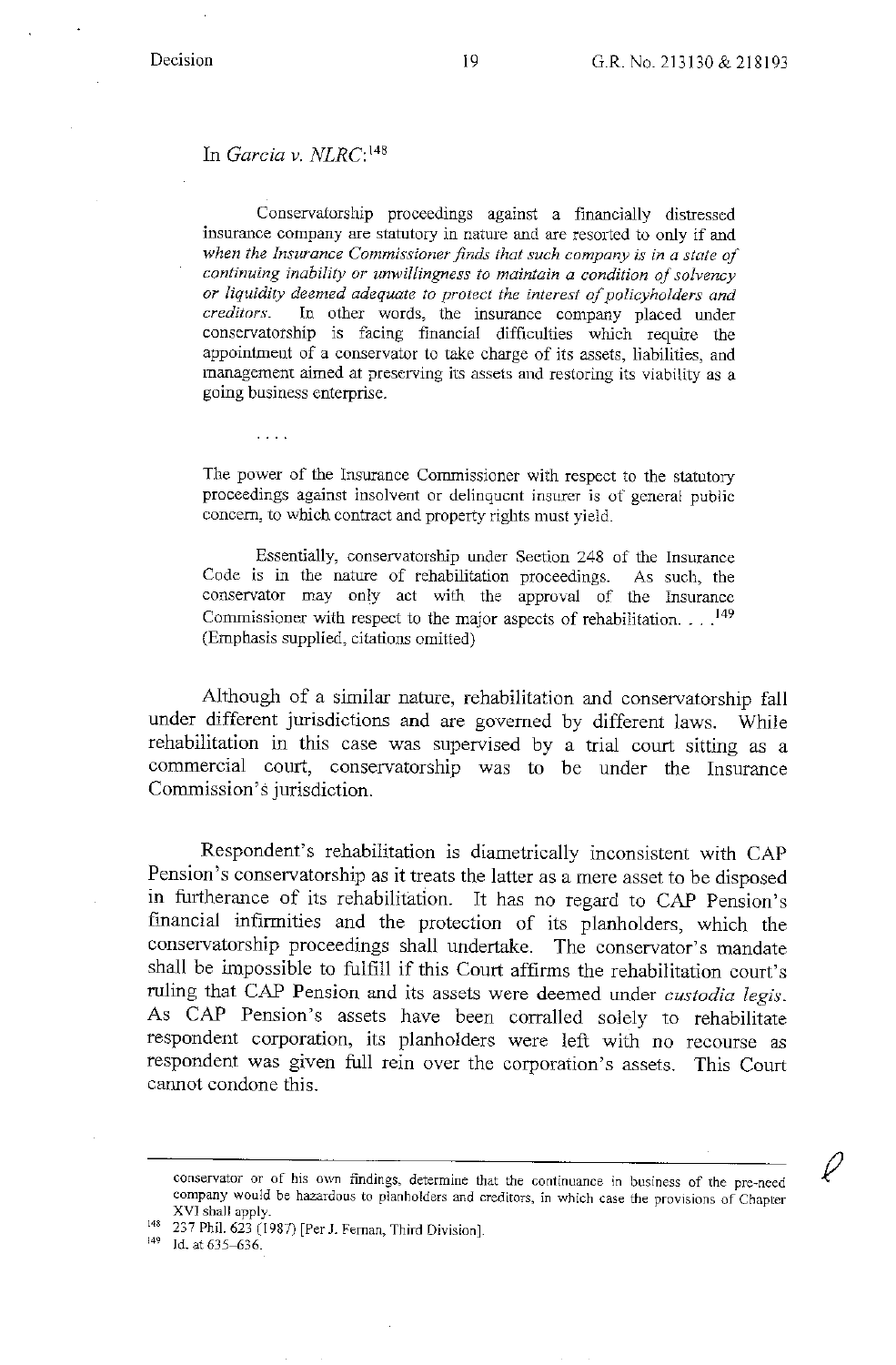In *Garcia v. NLRC*:[148]

> Conservatorship proceedings against a financially distressed insurance company are statutory in nature and are resorted to only if and *when the Insurance Commissioner finds that such company is in a state of continuing inability or unwillingness to maintain a condition of solvency or liquidity deemed adequate to protect the interest of policyholders and creditors*. In other words, the insurance company placed under conservatorship is facing financial difficulties which require the appointment of a conservator to take charge of its assets, liabilities, and management aimed at preserving its assets and restoring its viability as a going business enterprise.
>
> . . . .
>
> The power of the Insurance Commissioner with respect to the statutory proceedings against insolvent or delinquent insurer is of general public concern, to which contract and property rights must yield.
>
> Essentially, conservatorship under Section 248 of the Insurance Code is in the nature of rehabilitation proceedings. As such, the conservator may only act with the approval of the Insurance Commissioner with respect to the major aspects of rehabilitation. . . .[149] (Emphasis supplied, citations omitted)

Although of a similar nature, rehabilitation and conservatorship fall under different jurisdictions and are governed by different laws. While rehabilitation in this case was supervised by a trial court sitting as a commercial court, conservatorship was to be under the Insurance Commission's jurisdiction.

Respondent's rehabilitation is diametrically inconsistent with CAP Pension's conservatorship as it treats the latter as a mere asset to be disposed in furtherance of its rehabilitation. It has no regard to CAP Pension's financial infirmities and the protection of its planholders, which the conservatorship proceedings shall undertake. The conservator's mandate shall be impossible to fulfill if this Court affirms the rehabilitation court's ruling that CAP Pension and its assets were deemed under *custodia legis*. As CAP Pension's assets have been corralled solely to rehabilitate respondent corporation, its planholders were left with no recourse as respondent was given full rein over the corporation's assets. This Court cannot condone this.

---

conservator or of his own findings, determine that the continuance in business of the pre-need company would be hazardous to planholders and creditors, in which case the provisions of Chapter XVI shall apply.

[148] 237 Phil. 623 (1987) [Per J. Fernan, Third Division].

[149] Id. at 635–636.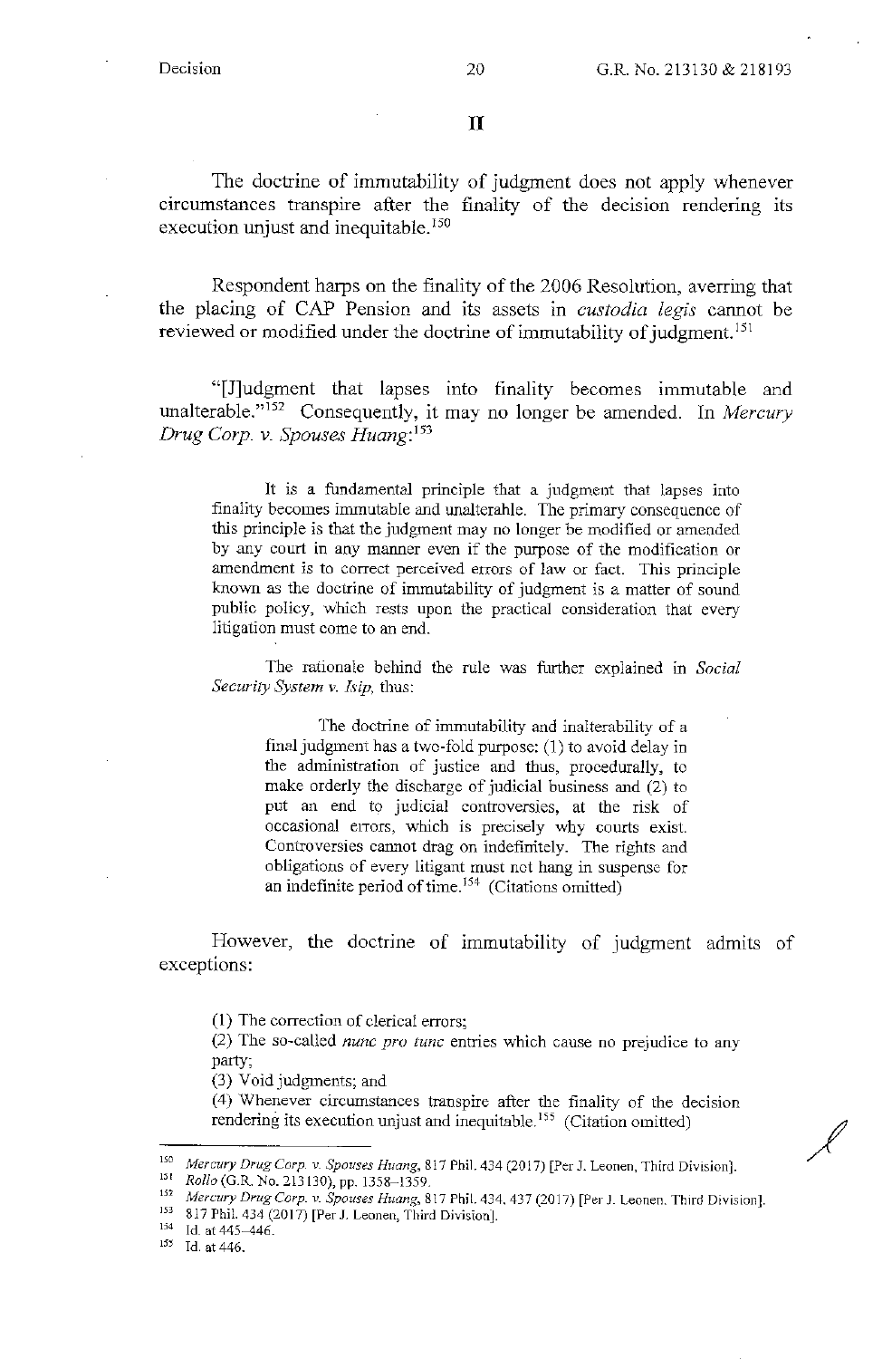## II

The doctrine of immutability of judgment does not apply whenever circumstances transpire after the finality of the decision rendering its execution unjust and inequitable.[150]

Respondent harps on the finality of the 2006 Resolution, averring that the placing of CAP Pension and its assets in *custodia legis* cannot be reviewed or modified under the doctrine of immutability of judgment.[151]

"[J]udgment that lapses into finality becomes immutable and unalterable."[152] Consequently, it may no longer be amended. In *Mercury Drug Corp. v. Spouses Huang*:[153]

> It is a fundamental principle that a judgment that lapses into finality becomes immutable and unalterable. The primary consequence of this principle is that the judgment may no longer be modified or amended by any court in any manner even if the purpose of the modification or amendment is to correct perceived errors of law or fact. This principle known as the doctrine of immutability of judgment is a matter of sound public policy, which rests upon the practical consideration that every litigation must come to an end.
>
> The rationale behind the rule was further explained in *Social Security System v. Isip*, thus:
>
>> The doctrine of immutability and inalterability of a final judgment has a two-fold purpose: (1) to avoid delay in the administration of justice and thus, procedurally, to make orderly the discharge of judicial business and (2) to put an end to judicial controversies, at the risk of occasional errors, which is precisely why courts exist. Controversies cannot drag on indefinitely. The rights and obligations of every litigant must not hang in suspense for an indefinite period of time.[154] (Citations omitted)

However, the doctrine of immutability of judgment admits of exceptions:

> (1) The correction of clerical errors;
> (2) The so-called *nunc pro tunc* entries which cause no prejudice to any party;
> (3) Void judgments; and
> (4) Whenever circumstances transpire after the finality of the decision rendering its execution unjust and inequitable.[155] (Citation omitted)

---

[150] *Mercury Drug Corp. v. Spouses Huang*, 817 Phil. 434 (2017) [Per J. Leonen, Third Division].
[151] *Rollo* (G.R. No. 213130), pp. 1358–1359.
[152] *Mercury Drug Corp. v. Spouses Huang*, 817 Phil. 434, 437 (2017) [Per J. Leonen, Third Division].
[153] 817 Phil. 434 (2017) [Per J. Leonen, Third Division].
[154] Id. at 445–446.
[155] Id. at 446.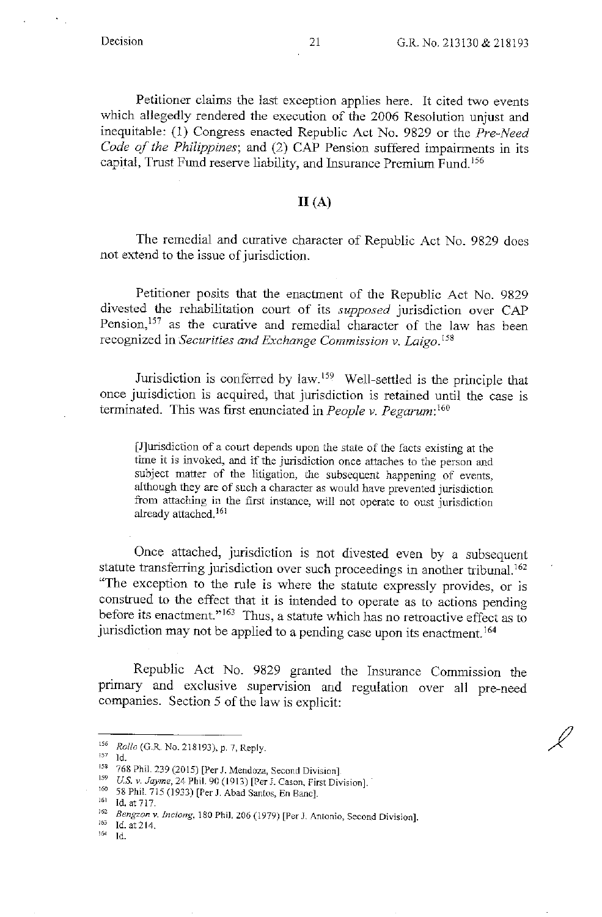Petitioner claims the last exception applies here. It cited two events which allegedly rendered the execution of the 2006 Resolution unjust and inequitable: (1) Congress enacted Republic Act No. 9829 or the *Pre-Need Code of the Philippines*; and (2) CAP Pension suffered impairments in its capital, Trust Fund reserve liability, and Insurance Premium Fund.[156]

## II (A)

The remedial and curative character of Republic Act No. 9829 does not extend to the issue of jurisdiction.

Petitioner posits that the enactment of the Republic Act No. 9829 divested the rehabilitation court of its *supposed* jurisdiction over CAP Pension,[157] as the curative and remedial character of the law has been recognized in *Securities and Exchange Commission v. Laigo*.[158]

Jurisdiction is conferred by law.[159] Well-settled is the principle that once jurisdiction is acquired, that jurisdiction is retained until the case is terminated. This was first enunciated in *People v. Pegarum*:[160]

> [J]urisdiction of a court depends upon the state of the facts existing at the time it is invoked, and if the jurisdiction once attaches to the person and subject matter of the litigation, the subsequent happening of events, although they are of such a character as would have prevented jurisdiction from attaching in the first instance, will not operate to oust jurisdiction already attached.[161]

Once attached, jurisdiction is not divested even by a subsequent statute transferring jurisdiction over such proceedings in another tribunal.[162] "The exception to the rule is where the statute expressly provides, or is construed to the effect that it is intended to operate as to actions pending before its enactment."[163] Thus, a statute which has no retroactive effect as to jurisdiction may not be applied to a pending case upon its enactment.[164]

Republic Act No. 9829 granted the Insurance Commission the primary and exclusive supervision and regulation over all pre-need companies. Section 5 of the law is explicit:

---

[156] *Rollo* (G.R. No. 218193), p. 7, Reply.

[157] Id.

[158] 768 Phil. 239 (2015) [Per J. Mendoza, Second Division].

[159] *U.S. v. Jayme*, 24 Phil. 90 (1913) [Per J. Cason, First Division].

[160] 58 Phil. 715 (1933) [Per J. Abad Santos, En Banc].

[161] Id. at 717.

[162] *Bengzon v. Inciong*, 180 Phil. 206 (1979) [Per J. Antonio, Second Division].

[163] Id. at 214.

[164] Id.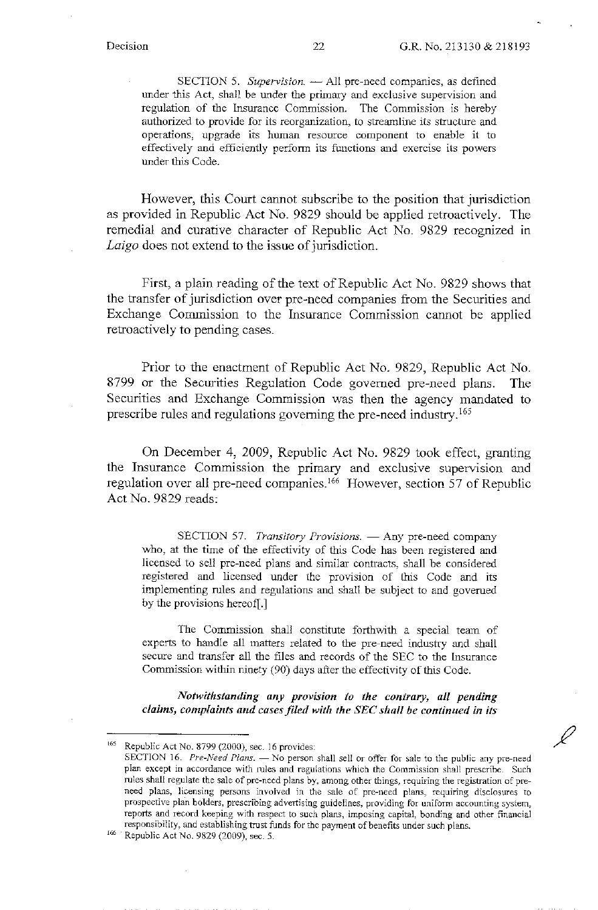> SECTION 5. *Supervision.* — All pre-need companies, as defined under this Act, shall be under the primary and exclusive supervision and regulation of the Insurance Commission. The Commission is hereby authorized to provide for its reorganization, to streamline its structure and operations, upgrade its human resource component to enable it to effectively and efficiently perform its functions and exercise its powers under this Code.

However, this Court cannot subscribe to the position that jurisdiction as provided in Republic Act No. 9829 should be applied retroactively. The remedial and curative character of Republic Act No. 9829 recognized in *Laigo* does not extend to the issue of jurisdiction.

First, a plain reading of the text of Republic Act No. 9829 shows that the transfer of jurisdiction over pre-need companies from the Securities and Exchange Commission to the Insurance Commission cannot be applied retroactively to pending cases.

Prior to the enactment of Republic Act No. 9829, Republic Act No. 8799 or the Securities Regulation Code governed pre-need plans. The Securities and Exchange Commission was then the agency mandated to prescribe rules and regulations governing the pre-need industry.[165]

On December 4, 2009, Republic Act No. 9829 took effect, granting the Insurance Commission the primary and exclusive supervision and regulation over all pre-need companies.[166] However, section 57 of Republic Act No. 9829 reads:

> SECTION 57. *Transitory Provisions.* — Any pre-need company who, at the time of the effectivity of this Code has been registered and licensed to sell pre-need plans and similar contracts, shall be considered registered and licensed under the provision of this Code and its implementing rules and regulations and shall be subject to and governed by the provisions hereof[.]
>
> The Commission shall constitute forthwith a special team of experts to handle all matters related to the pre-need industry and shall secure and transfer all the files and records of the SEC to the Insurance Commission within ninety (90) days after the effectivity of this Code.
>
> ***Notwithstanding any provision to the contrary, all pending claims, complaints and cases filed with the SEC shall be continued in its***

---

[165] Republic Act No. 8799 (2000), sec. 16 provides:
SECTION 16. *Pre-Need Plans.* — No person shall sell or offer for sale to the public any pre-need plan except in accordance with rules and regulations which the Commission shall prescribe. Such rules shall regulate the sale of pre-need plans by, among other things, requiring the registration of pre-need plans, licensing persons involved in the sale of pre-need plans, requiring disclosures to prospective plan holders, prescribing advertising guidelines, providing for uniform accounting system, reports and record keeping with respect to such plans, imposing capital, bonding and other financial responsibility, and establishing trust funds for the payment of benefits under such plans.

[166] Republic Act No. 9829 (2009), sec. 5.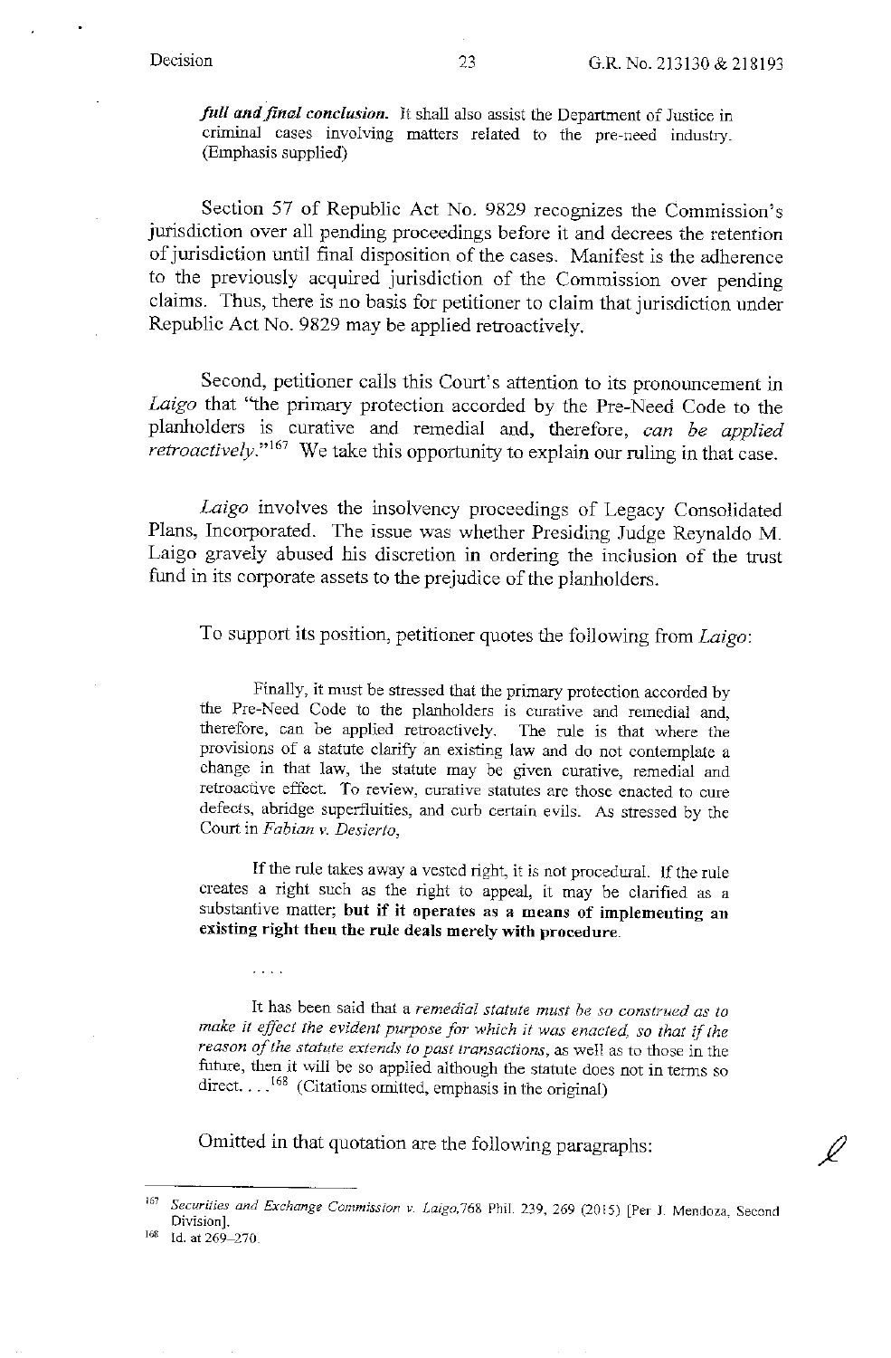> ***full and final conclusion.*** It shall also assist the Department of Justice in criminal cases involving matters related to the pre-need industry. (Emphasis supplied)

Section 57 of Republic Act No. 9829 recognizes the Commission's jurisdiction over all pending proceedings before it and decrees the retention of jurisdiction until final disposition of the cases. Manifest is the adherence to the previously acquired jurisdiction of the Commission over pending claims. Thus, there is no basis for petitioner to claim that jurisdiction under Republic Act No. 9829 may be applied retroactively.

Second, petitioner calls this Court's attention to its pronouncement in *Laigo* that "the primary protection accorded by the Pre-Need Code to the planholders is curative and remedial and, therefore, *can be applied retroactively*."[167] We take this opportunity to explain our ruling in that case.

*Laigo* involves the insolvency proceedings of Legacy Consolidated Plans, Incorporated. The issue was whether Presiding Judge Reynaldo M. Laigo gravely abused his discretion in ordering the inclusion of the trust fund in its corporate assets to the prejudice of the planholders.

To support its position, petitioner quotes the following from *Laigo*:

> Finally, it must be stressed that the primary protection accorded by the Pre-Need Code to the planholders is curative and remedial and, therefore, can be applied retroactively. The rule is that where the provisions of a statute clarify an existing law and do not contemplate a change in that law, the statute may be given curative, remedial and retroactive effect. To review, curative statutes are those enacted to cure defects, abridge superfluities, and curb certain evils. As stressed by the Court in *Fabian v. Desierto*,
>
> > If the rule takes away a vested right, it is not procedural. If the rule creates a right such as the right to appeal, it may be clarified as a substantive matter; **but if it operates as a means of implementing an existing right then the rule deals merely with procedure.**
>
> . . . .
>
> It has been said that a *remedial statute must be so construed as to make it effect the evident purpose for which it was enacted, so that if the reason of the statute extends to past transactions*, as well as to those in the future, then it will be so applied although the statute does not in terms so direct. . . .[168] (Citations omitted, emphasis in the original)

Omitted in that quotation are the following paragraphs:

---

[167] *Securities and Exchange Commission v. Laigo*, 768 Phil. 239, 269 (2015) [Per J. Mendoza, Second Division].

[168] Id. at 269–270.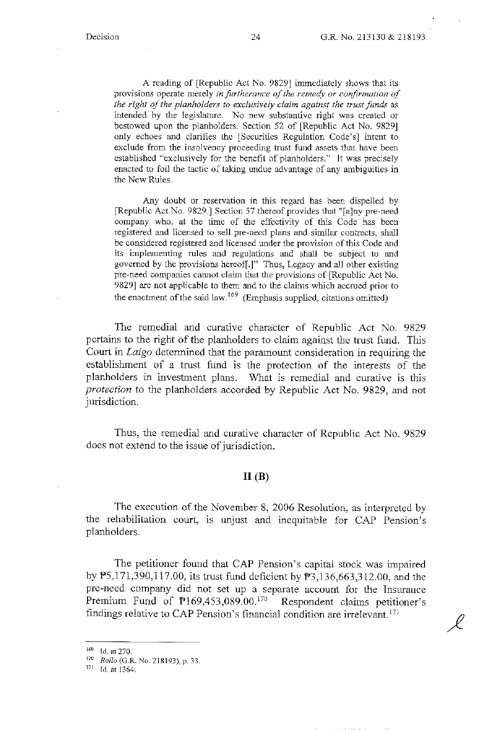> A reading of [Republic Act No. 9829] immediately shows that its provisions operate merely *in furtherance of the remedy or confirmation of the right of the planholders to exclusively claim against the trust funds* as intended by the legislature. No new substantive right was created or bestowed upon the planholders. Section 52 of [Republic Act No. 9829] only echoes and clarifies the [Securities Regulation Code's] intent to exclude from the insolvency proceeding trust fund assets that have been established "exclusively for the benefit of planholders." It was precisely enacted to foil the tactic of taking undue advantage of any ambiguities in the New Rules.
>
> Any doubt or reservation in this regard has been dispelled by [Republic Act No. 9829.] Section 57 thereof provides that "[a]ny pre-need company who, at the time of the effectivity of this Code has been registered and licensed to sell pre-need plans and similar contracts, shall be considered registered and licensed under the provision of this Code and its implementing rules and regulations and shall be subject to and governed by the provisions hereof[.]" Thus, Legacy and all other existing pre-need companies cannot claim that the provisions of [Republic Act No. 9829] are not applicable to them and to the claims which accrued prior to the enactment of the said law.[169] (Emphasis supplied, citations omitted)

The remedial and curative character of Republic Act No. 9829 pertains to the right of the planholders to claim against the trust fund. This Court in *Laigo* determined that the paramount consideration in requiring the establishment of a trust fund is the protection of the interests of the planholders in investment plans. What is remedial and curative is this *protection* to the planholders accorded by Republic Act No. 9829, and not jurisdiction.

Thus, the remedial and curative character of Republic Act No. 9829 does not extend to the issue of jurisdiction.

## II (B)

The execution of the November 8, 2006 Resolution, as interpreted by the rehabilitation court, is unjust and inequitable for CAP Pension's planholders.

The petitioner found that CAP Pension's capital stock was impaired by ₱5,171,390,117.00, its trust fund deficient by ₱3,136,663,312.00, and the pre-need company did not set up a separate account for the Insurance Premium Fund of ₱169,453,089.00.[170] Respondent claims petitioner's findings relative to CAP Pension's financial condition are irrelevant.[171]

---

[169] Id. at 270.

[170] *Rollo* (G.R. No. 218193), p. 33.

[171] Id. at 1364.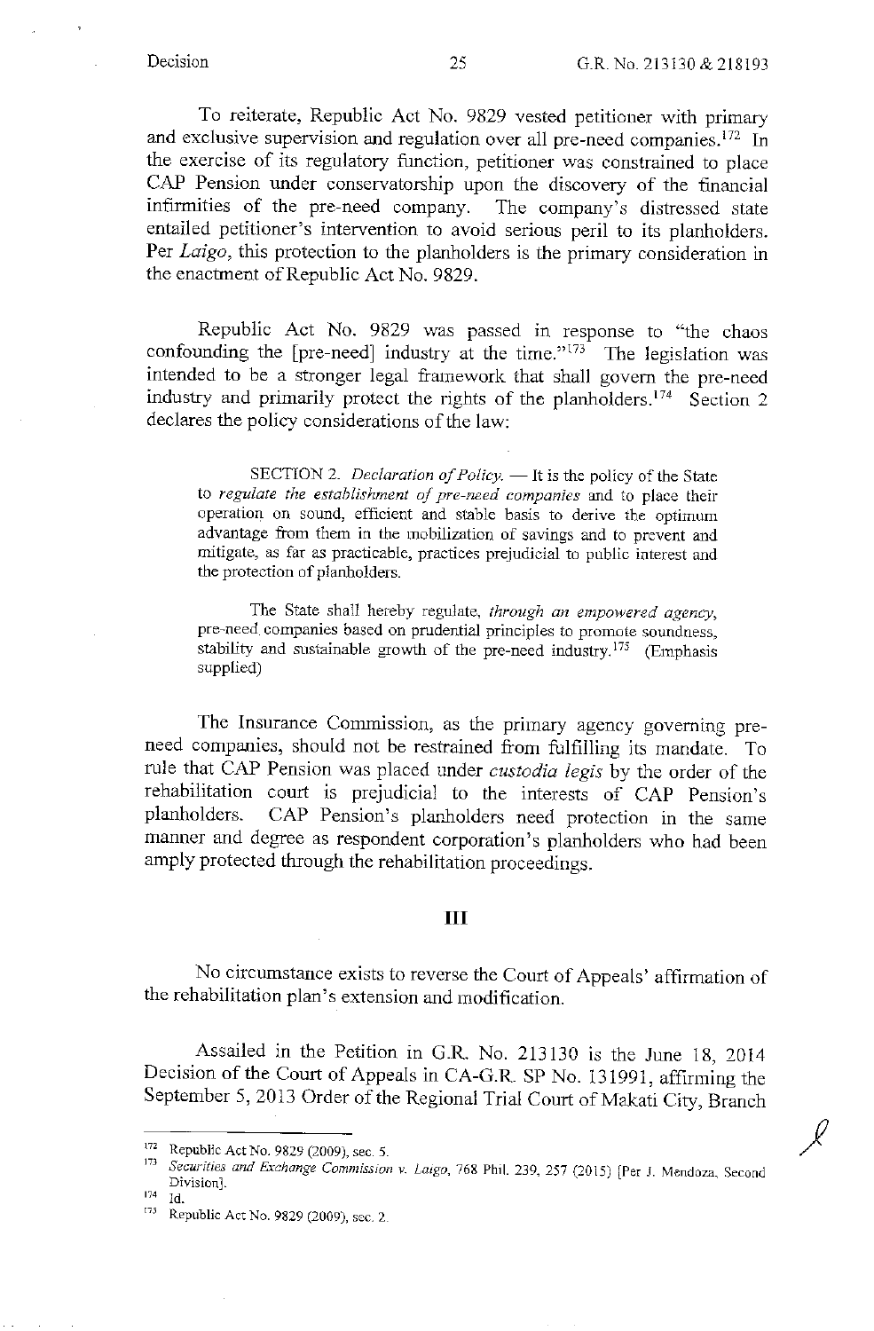To reiterate, Republic Act No. 9829 vested petitioner with primary and exclusive supervision and regulation over all pre-need companies.[172] In the exercise of its regulatory function, petitioner was constrained to place CAP Pension under conservatorship upon the discovery of the financial infirmities of the pre-need company. The company's distressed state entailed petitioner's intervention to avoid serious peril to its planholders. Per *Laigo*, this protection to the planholders is the primary consideration in the enactment of Republic Act No. 9829.

Republic Act No. 9829 was passed in response to "the chaos confounding the [pre-need] industry at the time."[173] The legislation was intended to be a stronger legal framework that shall govern the pre-need industry and primarily protect the rights of the planholders.[174] Section 2 declares the policy considerations of the law:

> SECTION 2. *Declaration of Policy.* — It is the policy of the State to *regulate the establishment of pre-need companies* and to place their operation on sound, efficient and stable basis to derive the optimum advantage from them in the mobilization of savings and to prevent and mitigate, as far as practicable, practices prejudicial to public interest and the protection of planholders.
>
> The State shall hereby regulate, *through an empowered agency*, pre-need companies based on prudential principles to promote soundness, stability and sustainable growth of the pre-need industry.[175] (Emphasis supplied)

The Insurance Commission, as the primary agency governing pre-need companies, should not be restrained from fulfilling its mandate. To rule that CAP Pension was placed under *custodia legis* by the order of the rehabilitation court is prejudicial to the interests of CAP Pension's planholders. CAP Pension's planholders need protection in the same manner and degree as respondent corporation's planholders who had been amply protected through the rehabilitation proceedings.

## III

No circumstance exists to reverse the Court of Appeals' affirmation of the rehabilitation plan's extension and modification.

Assailed in the Petition in G.R. No. 213130 is the June 18, 2014 Decision of the Court of Appeals in CA-G.R. SP No. 131991, affirming the September 5, 2013 Order of the Regional Trial Court of Makati City, Branch

---

[172] Republic Act No. 9829 (2009), sec. 5.

[173] *Securities and Exchange Commission v. Laigo*, 768 Phil. 239, 257 (2015) [Per J. Mendoza, Second Division].

[174] Id.

[175] Republic Act No. 9829 (2009), sec. 2.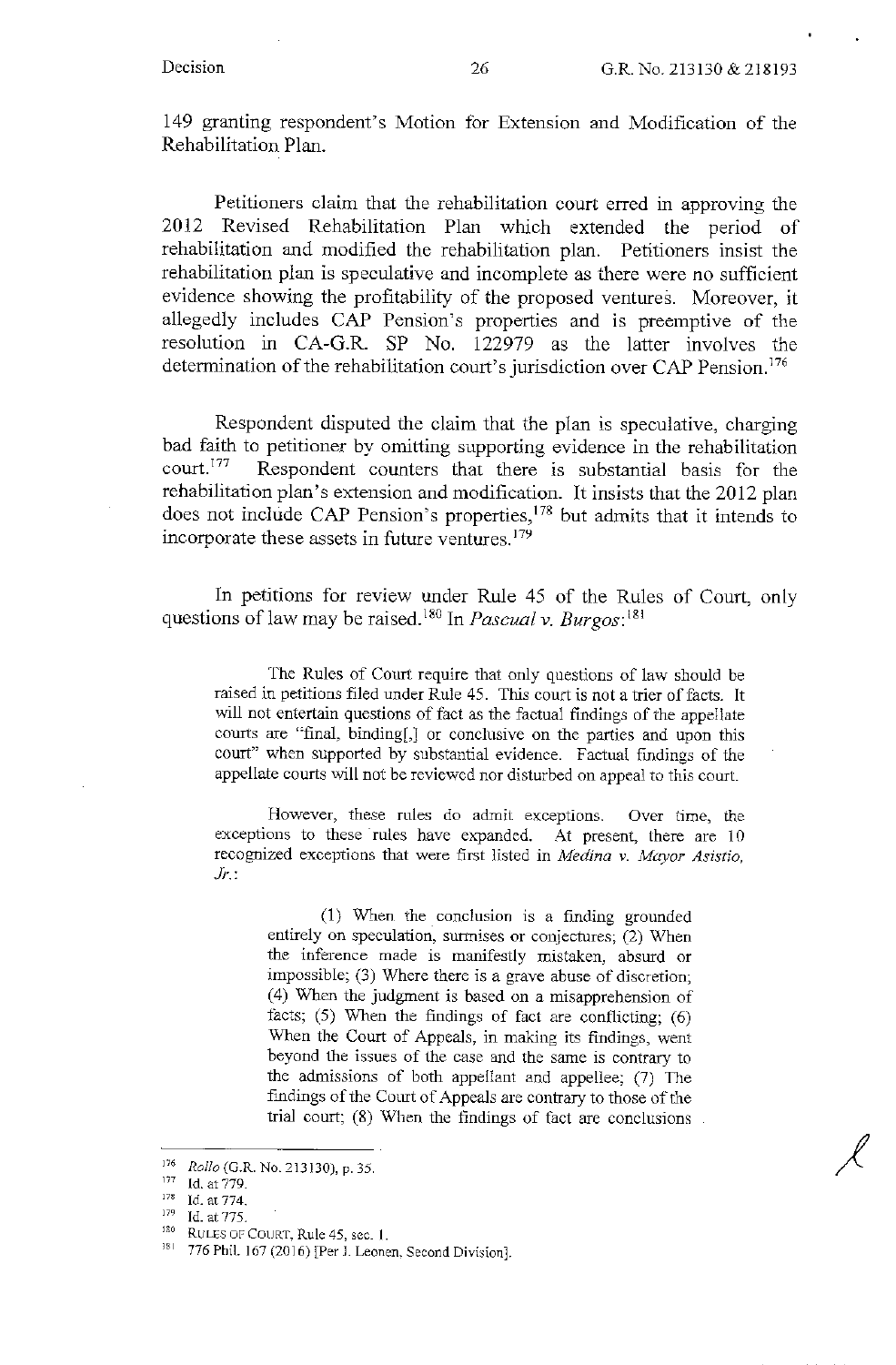149 granting respondent's Motion for Extension and Modification of the Rehabilitation Plan.

Petitioners claim that the rehabilitation court erred in approving the 2012 Revised Rehabilitation Plan which extended the period of rehabilitation and modified the rehabilitation plan. Petitioners insist the rehabilitation plan is speculative and incomplete as there were no sufficient evidence showing the profitability of the proposed ventures. Moreover, it allegedly includes CAP Pension's properties and is preemptive of the resolution in CA-G.R. SP No. 122979 as the latter involves the determination of the rehabilitation court's jurisdiction over CAP Pension.[176]

Respondent disputed the claim that the plan is speculative, charging bad faith to petitioner by omitting supporting evidence in the rehabilitation court.[177] Respondent counters that there is substantial basis for the rehabilitation plan's extension and modification. It insists that the 2012 plan does not include CAP Pension's properties,[178] but admits that it intends to incorporate these assets in future ventures.[179]

In petitions for review under Rule 45 of the Rules of Court, only questions of law may be raised.[180] In *Pascual v. Burgos*:[181]

> The Rules of Court require that only questions of law should be raised in petitions filed under Rule 45. This court is not a trier of facts. It will not entertain questions of fact as the factual findings of the appellate courts are "final, binding[,] or conclusive on the parties and upon this court" when supported by substantial evidence. Factual findings of the appellate courts will not be reviewed nor disturbed on appeal to this court.
>
> However, these rules do admit exceptions. Over time, the exceptions to these rules have expanded. At present, there are 10 recognized exceptions that were first listed in *Medina v. Mayor Asistio, Jr.*:
>
>> (1) When the conclusion is a finding grounded entirely on speculation, surmises or conjectures; (2) When the inference made is manifestly mistaken, absurd or impossible; (3) Where there is a grave abuse of discretion; (4) When the judgment is based on a misapprehension of facts; (5) When the findings of fact are conflicting; (6) When the Court of Appeals, in making its findings, went beyond the issues of the case and the same is contrary to the admissions of both appellant and appellee; (7) The findings of the Court of Appeals are contrary to those of the trial court; (8) When the findings of fact are conclusions

---

[176] *Rollo* (G.R. No. 213130), p. 35.

[177] Id. at 779.

[178] Id. at 774.

[179] Id. at 775.

[180] RULES OF COURT, Rule 45, sec. 1.

[181] 776 Phil. 167 (2016) [Per J. Leonen, Second Division].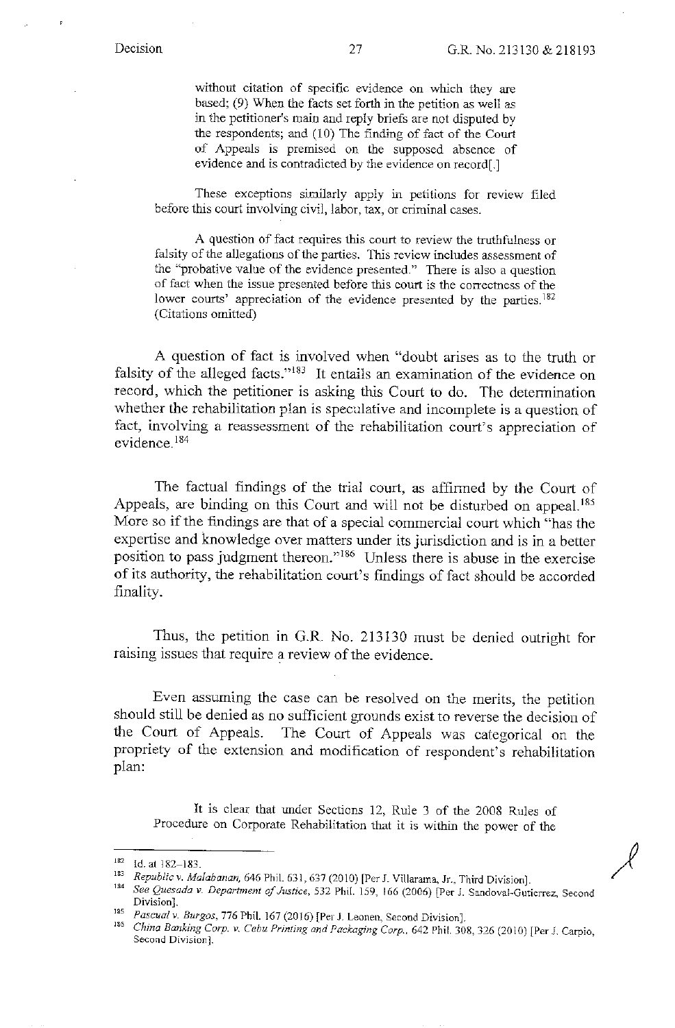> without citation of specific evidence on which they are based; (9) When the facts set forth in the petition as well as in the petitioner's main and reply briefs are not disputed by the respondents; and (10) The finding of fact of the Court of Appeals is premised on the supposed absence of evidence and is contradicted by the evidence on record[.]
>
> These exceptions similarly apply in petitions for review filed before this court involving civil, labor, tax, or criminal cases.
>
> A question of fact requires this court to review the truthfulness or falsity of the allegations of the parties. This review includes assessment of the "probative value of the evidence presented." There is also a question of fact when the issue presented before this court is the correctness of the lower courts' appreciation of the evidence presented by the parties.[182] (Citations omitted)

A question of fact is involved when "doubt arises as to the truth or falsity of the alleged facts."[183] It entails an examination of the evidence on record, which the petitioner is asking this Court to do. The determination whether the rehabilitation plan is speculative and incomplete is a question of fact, involving a reassessment of the rehabilitation court's appreciation of evidence.[184]

The factual findings of the trial court, as affirmed by the Court of Appeals, are binding on this Court and will not be disturbed on appeal.[185] More so if the findings are that of a special commercial court which "has the expertise and knowledge over matters under its jurisdiction and is in a better position to pass judgment thereon."[186] Unless there is abuse in the exercise of its authority, the rehabilitation court's findings of fact should be accorded finality.

Thus, the petition in G.R. No. 213130 must be denied outright for raising issues that require a review of the evidence.

Even assuming the case can be resolved on the merits, the petition should still be denied as no sufficient grounds exist to reverse the decision of the Court of Appeals. The Court of Appeals was categorical on the propriety of the extension and modification of respondent's rehabilitation plan:

> It is clear that under Sections 12, Rule 3 of the 2008 Rules of Procedure on Corporate Rehabilitation that it is within the power of the

---

[182] Id. at 182–183.

[183] *Republic v. Malabanan*, 646 Phil. 631, 637 (2010) [Per J. Villarama, Jr., Third Division].

[184] *See Quesada v. Department of Justice*, 532 Phil. 159, 166 (2006) [Per J. Sandoval-Gutierrez, Second Division].

[185] *Pascual v. Burgos*, 776 Phil. 167 (2016) [Per J. Leonen, Second Division].

[186] *China Banking Corp. v. Cebu Printing and Packaging Corp.*, 642 Phil. 308, 326 (2010) [Per J. Carpio, Second Division].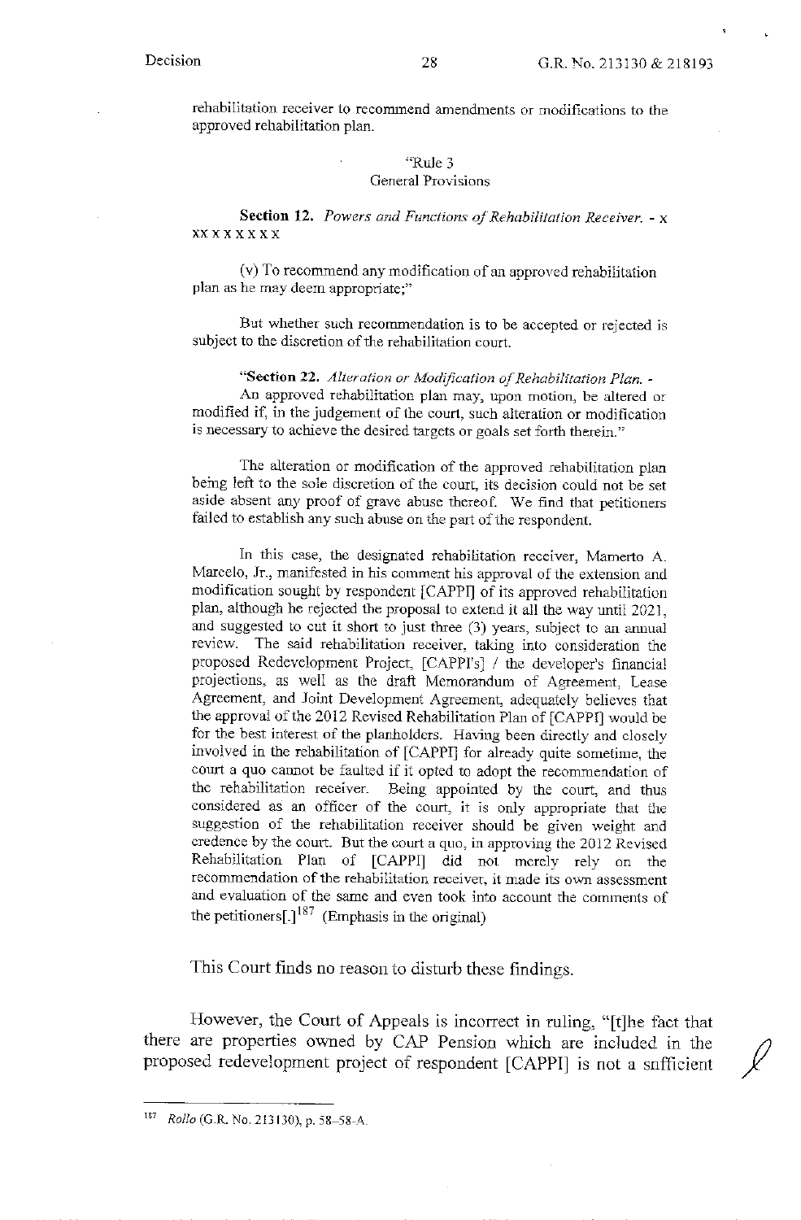rehabilitation receiver to recommend amendments or modifications to the approved rehabilitation plan.

"Rule 3
General Provisions

**Section 12.** *Powers and Functions of Rehabilitation Receiver.* - x xx x x x x x x

(v) To recommend any modification of an approved rehabilitation plan as he may deem appropriate;"

But whether such recommendation is to be accepted or rejected is subject to the discretion of the rehabilitation court.

"**Section 22.** *Alteration or Modification of Rehabilitation Plan.* - An approved rehabilitation plan may, upon motion, be altered or modified if, in the judgement of the court, such alteration or modification is necessary to achieve the desired targets or goals set forth therein."

The alteration or modification of the approved rehabilitation plan being left to the sole discretion of the court, its decision could not be set aside absent any proof of grave abuse thereof. We find that petitioners failed to establish any such abuse on the part of the respondent.

In this case, the designated rehabilitation receiver, Mamerto A. Marcelo, Jr., manifested in his comment his approval of the extension and modification sought by respondent [CAPPI] of its approved rehabilitation plan, although he rejected the proposal to extend it all the way until 2021, and suggested to cut it short to just three (3) years, subject to an annual review. The said rehabilitation receiver, taking into consideration the proposed Redevelopment Project, [CAPPI's] / the developer's financial projections, as well as the draft Memorandum of Agreement, Lease Agreement, and Joint Development Agreement, adequately believes that the approval of the 2012 Revised Rehabilitation Plan of [CAPPI] would be for the best interest of the planholders. Having been directly and closely involved in the rehabilitation of [CAPPI] for already quite sometime, the court a quo cannot be faulted if it opted to adopt the recommendation of the rehabilitation receiver. Being appointed by the court, and thus considered as an officer of the court, it is only appropriate that the suggestion of the rehabilitation receiver should be given weight and credence by the court. But the court a quo, in approving the 2012 Revised Rehabilitation Plan of [CAPPI] did not merely rely on the recommendation of the rehabilitation receiver, it made its own assessment and evaluation of the same and even took into account the comments of the petitioners[.][187] (Emphasis in the original)

This Court finds no reason to disturb these findings.

However, the Court of Appeals is incorrect in ruling, "[t]he fact that there are properties owned by CAP Pension which are included in the proposed redevelopment project of respondent [CAPPI] is not a sufficient

---

[187] *Rollo* (G.R. No. 213130), p. 58–58-A.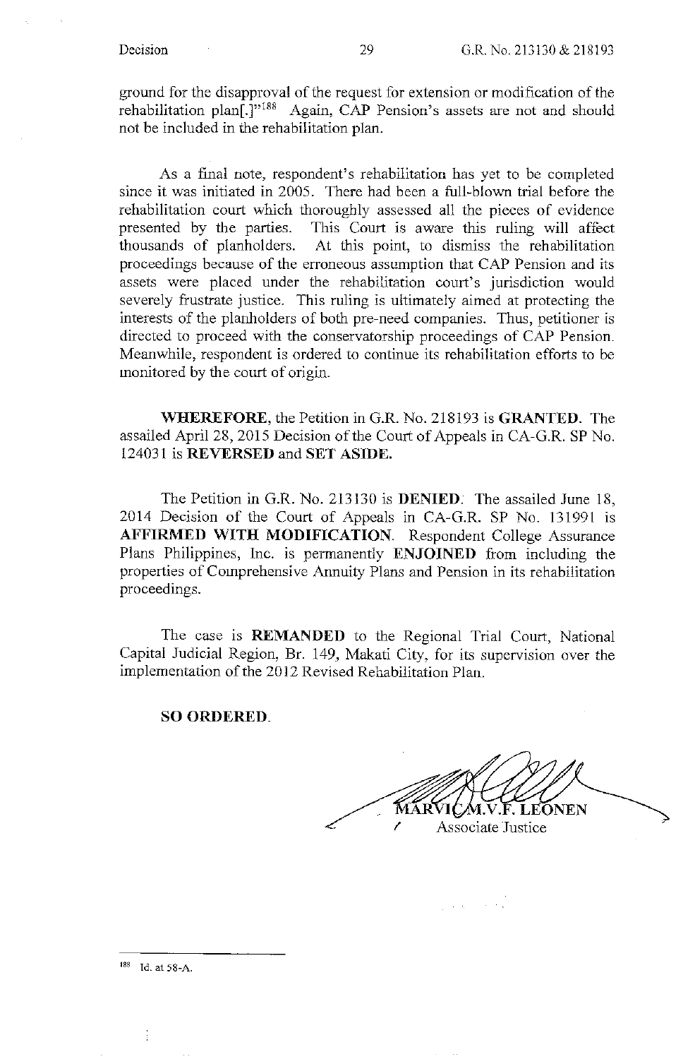ground for the disapproval of the request for extension or modification of the rehabilitation plan[.]"[188] Again, CAP Pension's assets are not and should not be included in the rehabilitation plan.

As a final note, respondent's rehabilitation has yet to be completed since it was initiated in 2005. There had been a full-blown trial before the rehabilitation court which thoroughly assessed all the pieces of evidence presented by the parties. This Court is aware this ruling will affect thousands of planholders. At this point, to dismiss the rehabilitation proceedings because of the erroneous assumption that CAP Pension and its assets were placed under the rehabilitation court's jurisdiction would severely frustrate justice. This ruling is ultimately aimed at protecting the interests of the planholders of both pre-need companies. Thus, petitioner is directed to proceed with the conservatorship proceedings of CAP Pension. Meanwhile, respondent is ordered to continue its rehabilitation efforts to be monitored by the court of origin.

**WHEREFORE,** the Petition in G.R. No. 218193 is **GRANTED**. The assailed April 28, 2015 Decision of the Court of Appeals in CA-G.R. SP No. 124031 is **REVERSED** and **SET ASIDE.**

The Petition in G.R. No. 213130 is **DENIED**. The assailed June 18, 2014 Decision of the Court of Appeals in CA-G.R. SP No. 131991 is **AFFIRMED WITH MODIFICATION**. Respondent College Assurance Plans Philippines, Inc. is permanently **ENJOINED** from including the properties of Comprehensive Annuity Plans and Pension in its rehabilitation proceedings.

The case is **REMANDED** to the Regional Trial Court, National Capital Judicial Region, Br. 149, Makati City, for its supervision over the implementation of the 2012 Revised Rehabilitation Plan.

**SO ORDERED.**

**MARVIC M.V.F. LEONEN**
Associate Justice

---

[188] Id. at 58-A.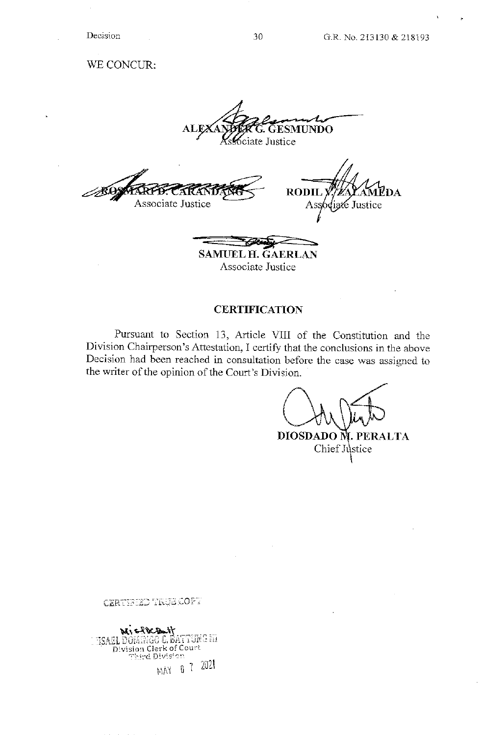WE CONCUR:

**ALEXANDER G. GESMUNDO**
Associate Justice

**ROSMARI D. CARANDANG**
Associate Justice

**RODIL V. ZALAMEDA**
Associate Justice

**SAMUEL H. GAERLAN**
Associate Justice

## CERTIFICATION

Pursuant to Section 13, Article VIII of the Constitution and the Division Chairperson's Attestation, I certify that the conclusions in the above Decision had been reached in consultation before the case was assigned to the writer of the opinion of the Court's Division.

**DIOSDADO M. PERALTA**
Chief Justice

CERTIFIED TRUE COPY

MISAEL DOMINGO C. BATTUNG III
Division Clerk of Court
Third Division

MAY 07 2021